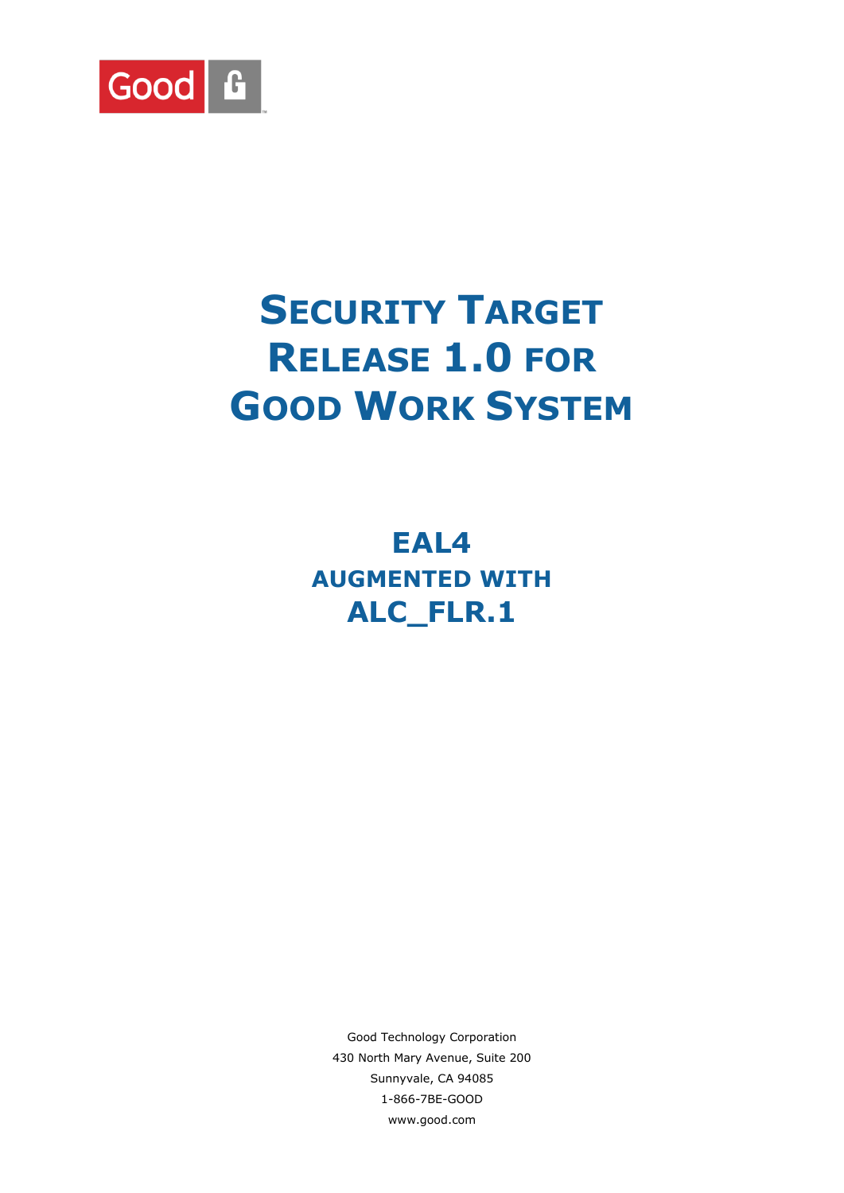Good

# Security Target Release 1.0 for Good Work System

## EAL4 Augmented with ALC_FLR.1

Good Technology Corporation
430 North Mary Avenue, Suite 200
Sunnyvale, CA 94085
1-866-7BE-GOOD
www.good.com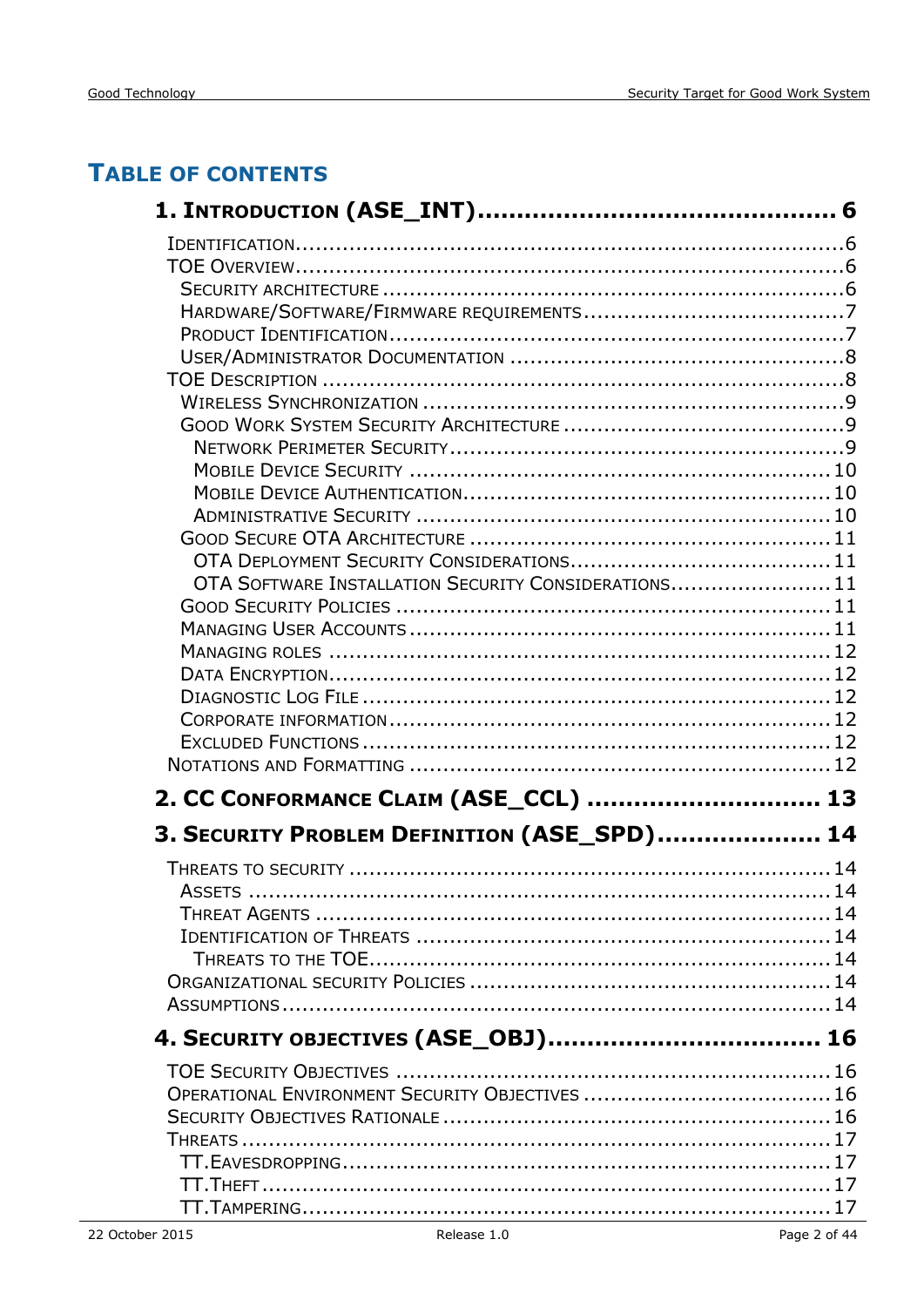# Table of Contents

**1. Introduction (ASE_INT)** ........................................ 6

- Identification ........................................ 6
- TOE Overview ........................................ 6
  - Security architecture ........................................ 6
  - Hardware/Software/Firmware requirements ........................................ 7
  - Product Identification ........................................ 7
  - User/Administrator Documentation ........................................ 8
- TOE Description ........................................ 8
  - Wireless Synchronization ........................................ 9
  - Good Work System Security Architecture ........................................ 9
    - Network Perimeter Security ........................................ 9
    - Mobile Device Security ........................................ 10
    - Mobile Device Authentication ........................................ 10
    - Administrative Security ........................................ 10
  - Good Secure OTA Architecture ........................................ 11
    - OTA Deployment Security Considerations ........................................ 11
    - OTA Software Installation Security Considerations ........................................ 11
  - Good Security Policies ........................................ 11
  - Managing User Accounts ........................................ 11
  - Managing roles ........................................ 12
  - Data Encryption ........................................ 12
  - Diagnostic Log File ........................................ 12
  - Corporate Information ........................................ 12
  - Excluded Functions ........................................ 12
- Notations and Formatting ........................................ 12

**2. CC Conformance Claim (ASE_CCL)** ........................................ 13

**3. Security Problem Definition (ASE_SPD)** ........................................ 14

- Threats to security ........................................ 14
  - Assets ........................................ 14
  - Threat Agents ........................................ 14
  - Identification of Threats ........................................ 14
    - Threats to the TOE ........................................ 14
- Organizational security Policies ........................................ 14
- Assumptions ........................................ 14

**4. Security objectives (ASE_OBJ)** ........................................ 16

- TOE Security Objectives ........................................ 16
- Operational Environment Security Objectives ........................................ 16
- Security Objectives Rationale ........................................ 16
- Threats ........................................ 17
  - TT.Eavesdropping ........................................ 17
  - TT.Theft ........................................ 17
  - TT.Tampering ........................................ 17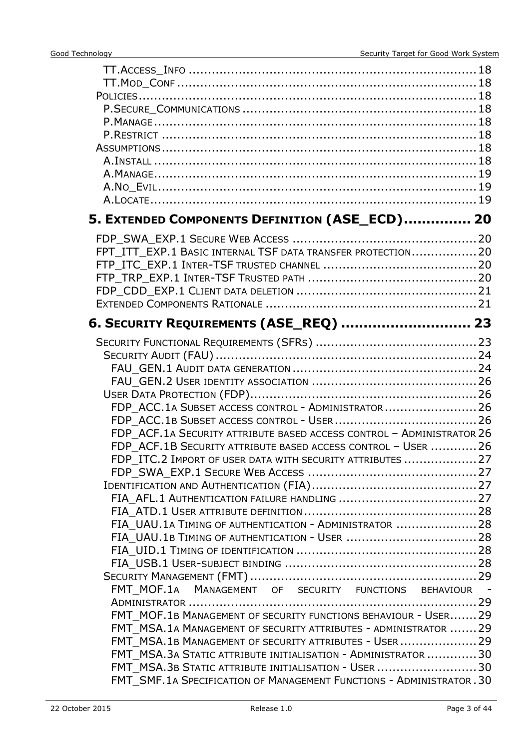TT.ACCESS_INFO ........................................................................ 18
TT.MOD_CONF ........................................................................... 18
POLICIES ..................................................................................... 18
P.SECURE_COMMUNICATIONS ........................................................... 18
P.MANAGE ................................................................................... 18
P.RESTRICT ................................................................................ 18
ASSUMPTIONS .............................................................................. 18
A.INSTALL .................................................................................. 18
A.MANAGE ................................................................................... 19
A.NO_EVIL ................................................................................... 19
A.LOCATE ................................................................................... 19

**5. EXTENDED COMPONENTS DEFINITION (ASE_ECD) .............. 20**

FDP_SWA_EXP.1 SECURE WEB ACCESS ................................................ 20
FPT_ITT_EXP.1 BASIC INTERNAL TSF DATA TRANSFER PROTECTION ................. 20
FTP_ITC_EXP.1 INTER-TSF TRUSTED CHANNEL ........................................ 20
FTP_TRP_EXP.1 INTER-TSF TRUSTED PATH ............................................ 20
FDP_CDD_EXP.1 CLIENT DATA DELETION ............................................... 21
EXTENDED COMPONENTS RATIONALE ....................................................... 21

**6. SECURITY REQUIREMENTS (ASE_REQ) ........................... 23**

SECURITY FUNCTIONAL REQUIREMENTS (SFRS) .......................................... 23
SECURITY AUDIT (FAU) ................................................................... 24
FAU_GEN.1 AUDIT DATA GENERATION ................................................ 24
FAU_GEN.2 USER IDENTITY ASSOCIATION ........................................... 26
USER DATA PROTECTION (FDP) ........................................................... 26
FDP_ACC.1A SUBSET ACCESS CONTROL - ADMINISTRATOR ........................ 26
FDP_ACC.1B SUBSET ACCESS CONTROL - USER ..................................... 26
FDP_ACF.1A SECURITY ATTRIBUTE BASED ACCESS CONTROL – ADMINISTRATOR 26
FDP_ACF.1B SECURITY ATTRIBUTE BASED ACCESS CONTROL – USER ............ 26
FDP_ITC.2 IMPORT OF USER DATA WITH SECURITY ATTRIBUTES ................... 27
FDP_SWA_EXP.1 SECURE WEB ACCESS ............................................ 27
IDENTIFICATION AND AUTHENTICATION (FIA) ........................................... 27
FIA_AFL.1 AUTHENTICATION FAILURE HANDLING .................................... 27
FIA_ATD.1 USER ATTRIBUTE DEFINITION ............................................. 28
FIA_UAU.1A TIMING OF AUTHENTICATION - ADMINISTRATOR ..................... 28
FIA_UAU.1B TIMING OF AUTHENTICATION - USER .................................. 28
FIA_UID.1 TIMING OF IDENTIFICATION ............................................... 28
FIA_USB.1 USER-SUBJECT BINDING .................................................. 28
SECURITY MANAGEMENT (FMT) ........................................................... 29
FMT_MOF.1A MANAGEMENT OF SECURITY FUNCTIONS BEHAVIOUR - ADMINISTRATOR ........................................................................... 29
FMT_MOF.1B MANAGEMENT OF SECURITY FUNCTIONS BEHAVIOUR - USER ....... 29
FMT_MSA.1A MANAGEMENT OF SECURITY ATTRIBUTES - ADMINISTRATOR ....... 29
FMT_MSA.1B MANAGEMENT OF SECURITY ATTRIBUTES - USER .................... 29
FMT_MSA.3A STATIC ATTRIBUTE INITIALISATION - ADMINISTRATOR ............. 30
FMT_MSA.3B STATIC ATTRIBUTE INITIALISATION - USER .......................... 30
FMT_SMF.1A SPECIFICATION OF MANAGEMENT FUNCTIONS - ADMINISTRATOR . 30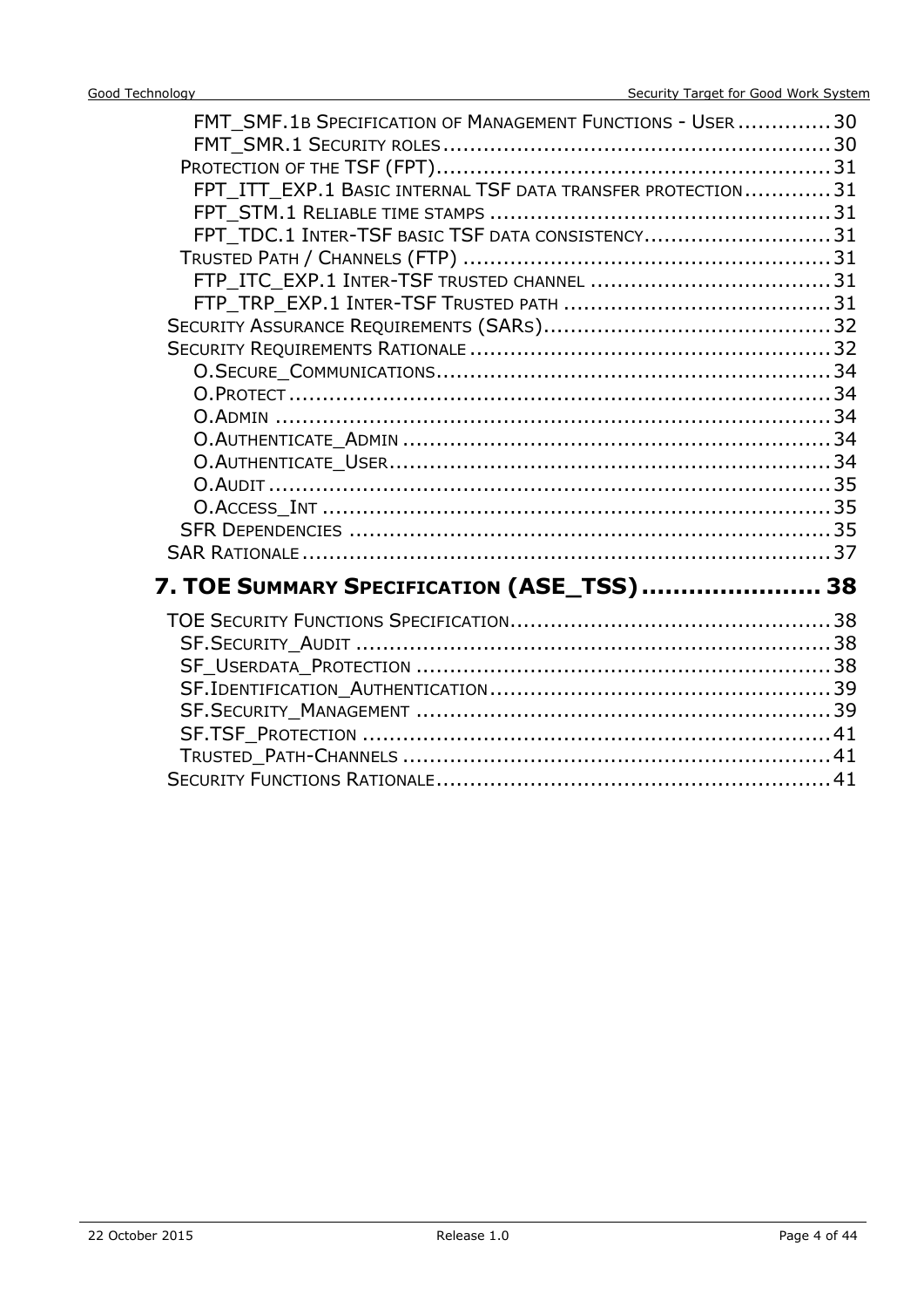- FMT_SMF.1b Specification of Management Functions - User ............. 30
- FMT_SMR.1 Security roles ............. 30
- Protection of the TSF (FPT) ............. 31
  - FPT_ITT_EXP.1 Basic internal TSF data transfer protection ............. 31
  - FPT_STM.1 Reliable time stamps ............. 31
  - FPT_TDC.1 Inter-TSF basic TSF data consistency ............. 31
- Trusted Path / Channels (FTP) ............. 31
  - FTP_ITC_EXP.1 Inter-TSF trusted channel ............. 31
  - FTP_TRP_EXP.1 Inter-TSF Trusted path ............. 31
- Security Assurance Requirements (SARs) ............. 32
- Security Requirements Rationale ............. 32
  - O.Secure_Communications ............. 34
  - O.Protect ............. 34
  - O.Admin ............. 34
  - O.Authenticate_Admin ............. 34
  - O.Authenticate_User ............. 34
  - O.Audit ............. 35
  - O.Access_Int ............. 35
  - SFR Dependencies ............. 35
- SAR Rationale ............. 37

**7. TOE Summary Specification (ASE_TSS) ............. 38**

- TOE Security Functions Specification ............. 38
  - SF.Security_Audit ............. 38
  - SF_Userdata_Protection ............. 38
  - SF.Identification_Authentication ............. 39
  - SF.Security_Management ............. 39
  - SF.TSF_Protection ............. 41
  - Trusted_Path-Channels ............. 41
- Security Functions Rationale ............. 41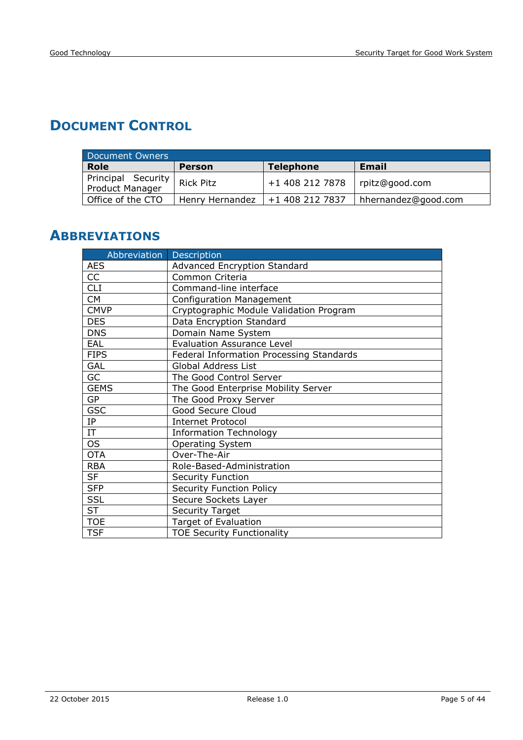# Document Control

| Document Owners | | | |
|---|---|---|---|
| **Role** | **Person** | **Telephone** | **Email** |
| Principal Security Product Manager | Rick Pitz | +1 408 212 7878 | rpitz@good.com |
| Office of the CTO | Henry Hernandez | +1 408 212 7837 | hhernandez@good.com |

# Abbreviations

| Abbreviation | Description |
|---|---|
| AES | Advanced Encryption Standard |
| CC | Common Criteria |
| CLI | Command-line interface |
| CM | Configuration Management |
| CMVP | Cryptographic Module Validation Program |
| DES | Data Encryption Standard |
| DNS | Domain Name System |
| EAL | Evaluation Assurance Level |
| FIPS | Federal Information Processing Standards |
| GAL | Global Address List |
| GC | The Good Control Server |
| GEMS | The Good Enterprise Mobility Server |
| GP | The Good Proxy Server |
| GSC | Good Secure Cloud |
| IP | Internet Protocol |
| IT | Information Technology |
| OS | Operating System |
| OTA | Over-The-Air |
| RBA | Role-Based-Administration |
| SF | Security Function |
| SFP | Security Function Policy |
| SSL | Secure Sockets Layer |
| ST | Security Target |
| TOE | Target of Evaluation |
| TSF | TOE Security Functionality |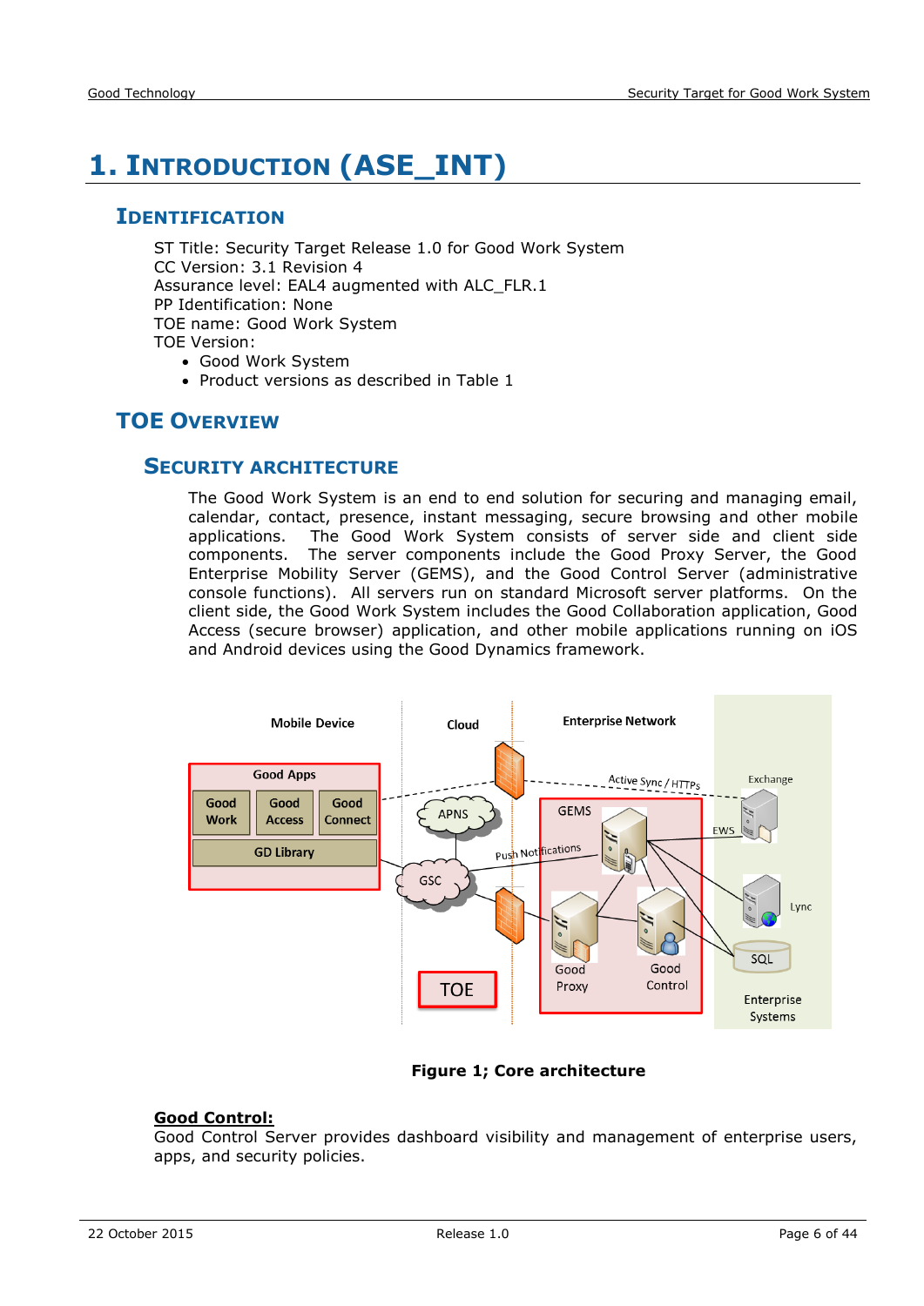// Decision: no images were detected, so the diagram gets no image_ref; only its caption "Figure 1; Core architecture" is kept.

# 1. Introduction (ASE_INT)

## Identification

ST Title: Security Target Release 1.0 for Good Work System
CC Version: 3.1 Revision 4
Assurance level: EAL4 augmented with ALC_FLR.1
PP Identification: None
TOE name: Good Work System
TOE Version:

- Good Work System
- Product versions as described in Table 1

## TOE Overview

### Security Architecture

The Good Work System is an end to end solution for securing and managing email, calendar, contact, presence, instant messaging, secure browsing and other mobile applications. The Good Work System consists of server side and client side components. The server components include the Good Proxy Server, the Good Enterprise Mobility Server (GEMS), and the Good Control Server (administrative console functions). All servers run on standard Microsoft server platforms. On the client side, the Good Work System includes the Good Collaboration application, Good Access (secure browser) application, and other mobile applications running on iOS and Android devices using the Good Dynamics framework.

**Figure 1; Core architecture**

**Good Control:**
Good Control Server provides dashboard visibility and management of enterprise users, apps, and security policies.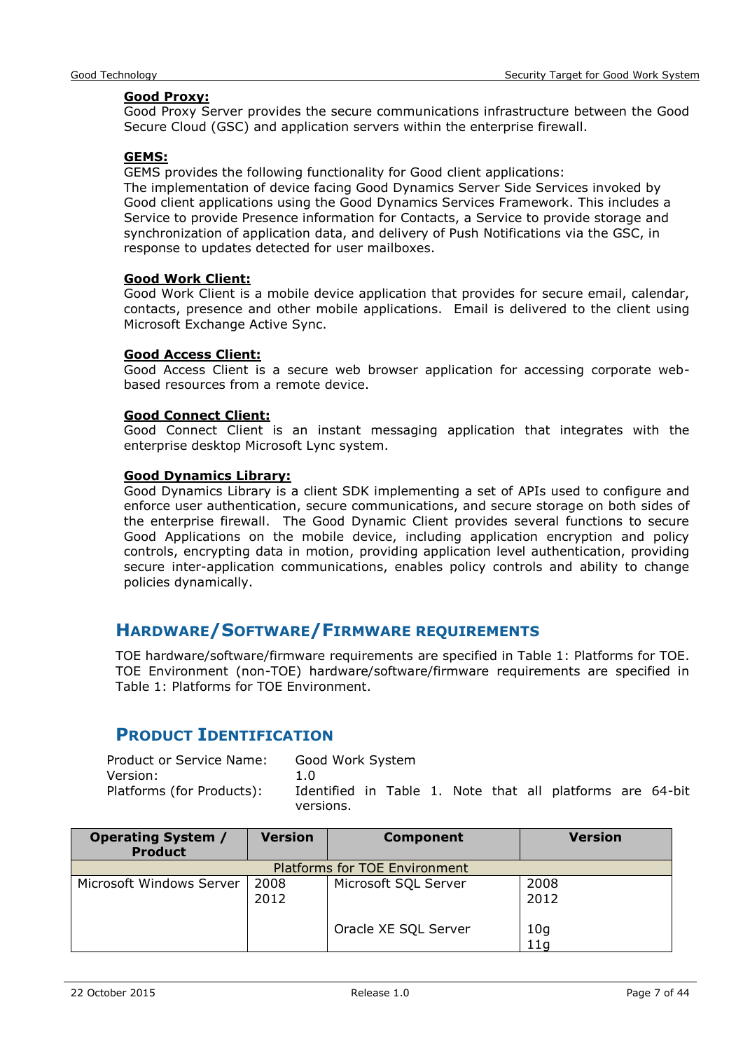**Good Proxy:**
Good Proxy Server provides the secure communications infrastructure between the Good Secure Cloud (GSC) and application servers within the enterprise firewall.

**GEMS:**
GEMS provides the following functionality for Good client applications:
The implementation of device facing Good Dynamics Server Side Services invoked by Good client applications using the Good Dynamics Services Framework. This includes a Service to provide Presence information for Contacts, a Service to provide storage and synchronization of application data, and delivery of Push Notifications via the GSC, in response to updates detected for user mailboxes.

**Good Work Client:**
Good Work Client is a mobile device application that provides for secure email, calendar, contacts, presence and other mobile applications. Email is delivered to the client using Microsoft Exchange Active Sync.

**Good Access Client:**
Good Access Client is a secure web browser application for accessing corporate web-based resources from a remote device.

**Good Connect Client:**
Good Connect Client is an instant messaging application that integrates with the enterprise desktop Microsoft Lync system.

**Good Dynamics Library:**
Good Dynamics Library is a client SDK implementing a set of APIs used to configure and enforce user authentication, secure communications, and secure storage on both sides of the enterprise firewall. The Good Dynamic Client provides several functions to secure Good Applications on the mobile device, including application encryption and policy controls, encrypting data in motion, providing application level authentication, providing secure inter-application communications, enables policy controls and ability to change policies dynamically.

## Hardware/Software/Firmware Requirements

TOE hardware/software/firmware requirements are specified in Table 1: Platforms for TOE. TOE Environment (non-TOE) hardware/software/firmware requirements are specified in Table 1: Platforms for TOE Environment.

## Product Identification

Product or Service Name: Good Work System
Version: 1.0
Platforms (for Products): Identified in Table 1. Note that all platforms are 64-bit versions.

| Operating System / Product | Version | Component | Version |
|---|---|---|---|
| Platforms for TOE Environment | | | |
| Microsoft Windows Server | 2008<br>2012 | Microsoft SQL Server<br><br>Oracle XE SQL Server | 2008<br>2012<br><br>10g<br>11g |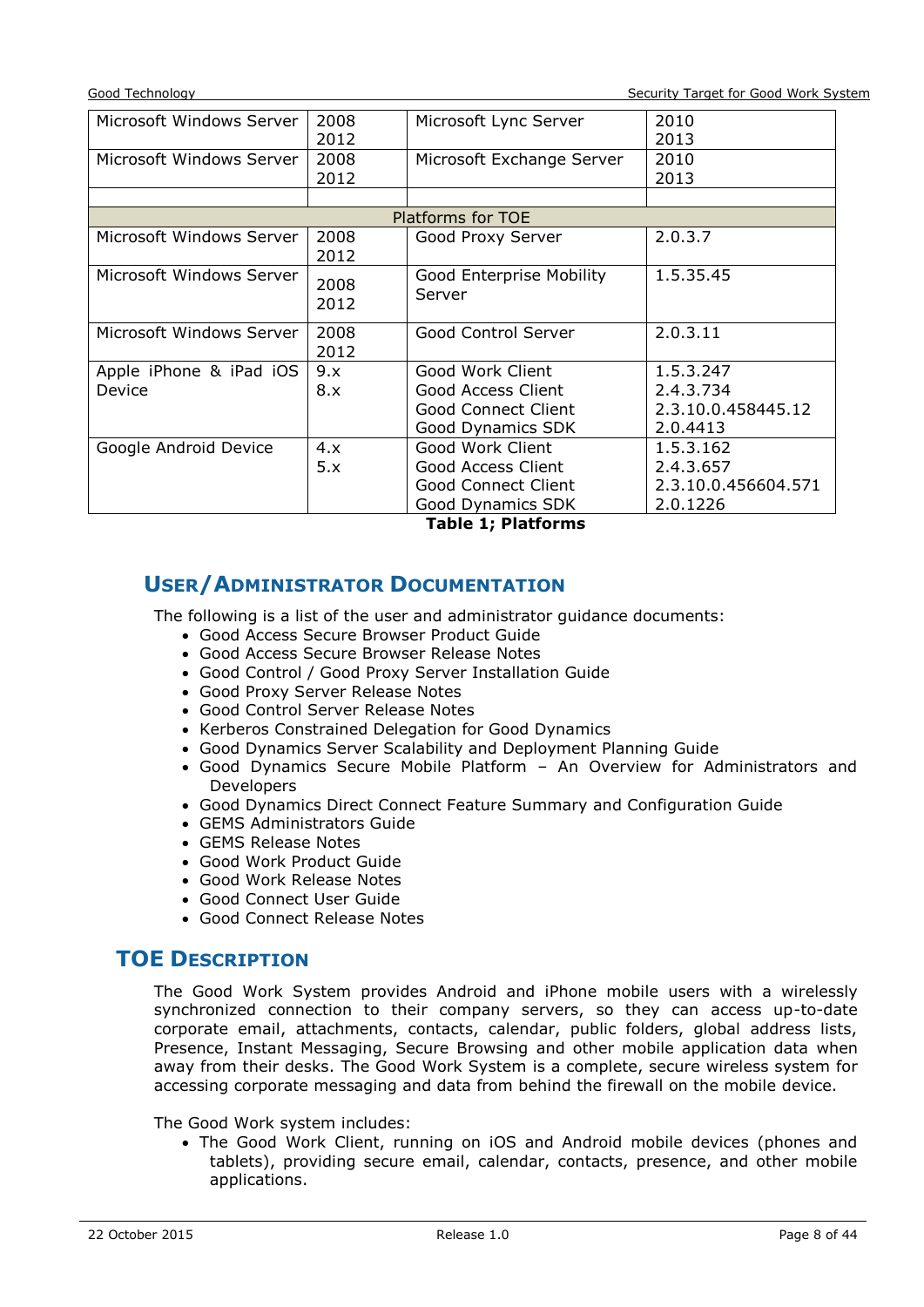| Microsoft Windows Server | 2008<br>2012 | Microsoft Lync Server | 2010<br>2013 |
|---|---|---|---|
| Microsoft Windows Server | 2008<br>2012 | Microsoft Exchange Server | 2010<br>2013 |
| | | | |
| Platforms for TOE | | | |
| Microsoft Windows Server | 2008<br>2012 | Good Proxy Server | 2.0.3.7 |
| Microsoft Windows Server | 2008<br>2012 | Good Enterprise Mobility Server | 1.5.35.45 |
| Microsoft Windows Server | 2008<br>2012 | Good Control Server | 2.0.3.11 |
| Apple iPhone & iPad iOS Device | 9.x<br>8.x | Good Work Client<br>Good Access Client<br>Good Connect Client<br>Good Dynamics SDK | 1.5.3.247<br>2.4.3.734<br>2.3.10.0.458445.12<br>2.0.4413 |
| Google Android Device | 4.x<br>5.x | Good Work Client<br>Good Access Client<br>Good Connect Client<br>Good Dynamics SDK | 1.5.3.162<br>2.4.3.657<br>2.3.10.0.456604.571<br>2.0.1226 |

**Table 1; Platforms**

## User/Administrator Documentation

The following is a list of the user and administrator guidance documents:

- Good Access Secure Browser Product Guide
- Good Access Secure Browser Release Notes
- Good Control / Good Proxy Server Installation Guide
- Good Proxy Server Release Notes
- Good Control Server Release Notes
- Kerberos Constrained Delegation for Good Dynamics
- Good Dynamics Server Scalability and Deployment Planning Guide
- Good Dynamics Secure Mobile Platform – An Overview for Administrators and Developers
- Good Dynamics Direct Connect Feature Summary and Configuration Guide
- GEMS Administrators Guide
- GEMS Release Notes
- Good Work Product Guide
- Good Work Release Notes
- Good Connect User Guide
- Good Connect Release Notes

# TOE Description

The Good Work System provides Android and iPhone mobile users with a wirelessly synchronized connection to their company servers, so they can access up-to-date corporate email, attachments, contacts, calendar, public folders, global address lists, Presence, Instant Messaging, Secure Browsing and other mobile application data when away from their desks. The Good Work System is a complete, secure wireless system for accessing corporate messaging and data from behind the firewall on the mobile device.

The Good Work system includes:

- The Good Work Client, running on iOS and Android mobile devices (phones and tablets), providing secure email, calendar, contacts, presence, and other mobile applications.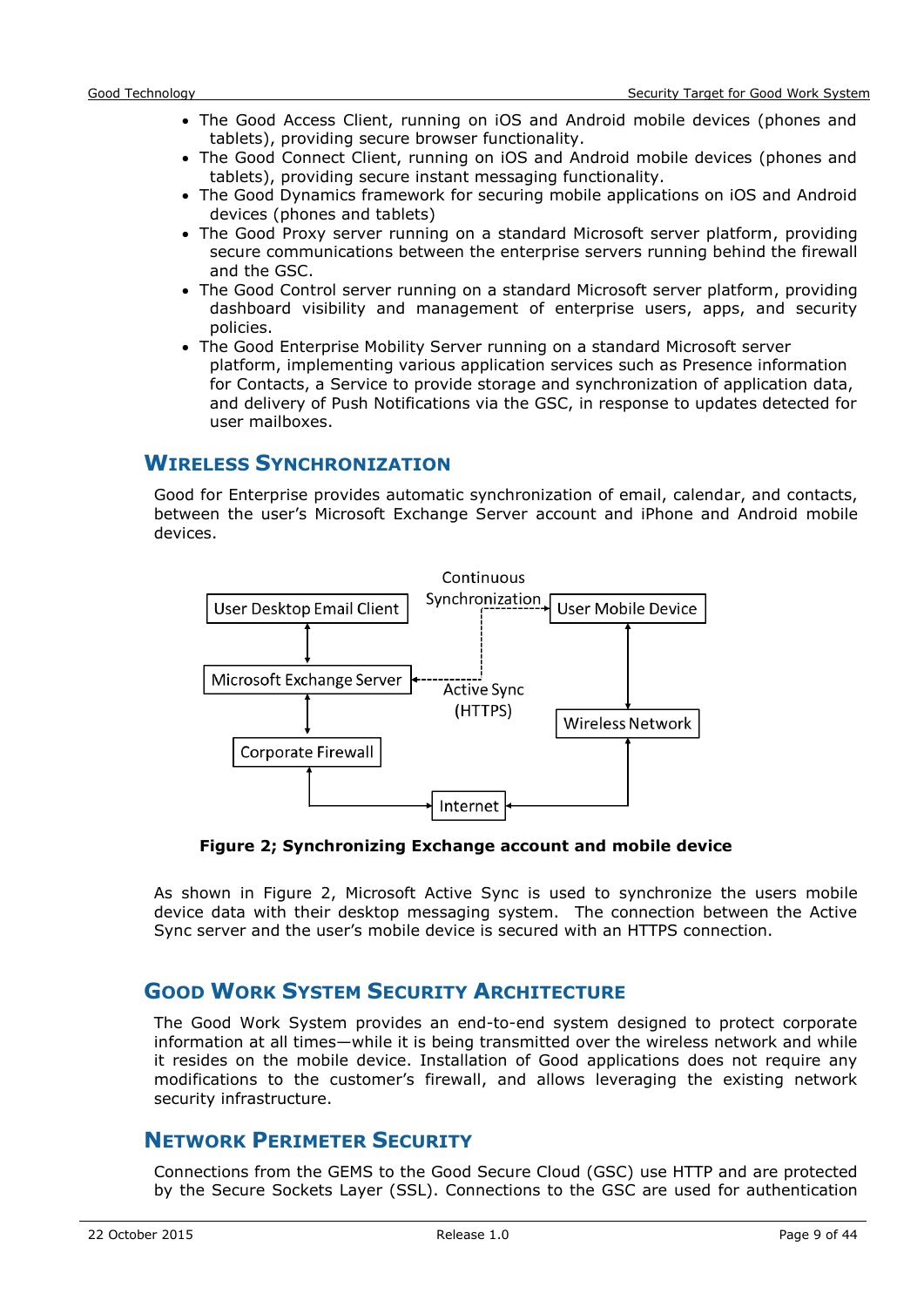- The Good Access Client, running on iOS and Android mobile devices (phones and tablets), providing secure browser functionality.
- The Good Connect Client, running on iOS and Android mobile devices (phones and tablets), providing secure instant messaging functionality.
- The Good Dynamics framework for securing mobile applications on iOS and Android devices (phones and tablets)
- The Good Proxy server running on a standard Microsoft server platform, providing secure communications between the enterprise servers running behind the firewall and the GSC.
- The Good Control server running on a standard Microsoft server platform, providing dashboard visibility and management of enterprise users, apps, and security policies.
- The Good Enterprise Mobility Server running on a standard Microsoft server platform, implementing various application services such as Presence information for Contacts, a Service to provide storage and synchronization of application data, and delivery of Push Notifications via the GSC, in response to updates detected for user mailboxes.

## Wireless Synchronization

Good for Enterprise provides automatic synchronization of email, calendar, and contacts, between the user's Microsoft Exchange Server account and iPhone and Android mobile devices.

Continuous Synchronization

User Desktop Email Client — User Mobile Device

Microsoft Exchange Server — Active Sync (HTTPS)

Corporate Firewall — Wireless Network

Internet

**Figure 2; Synchronizing Exchange account and mobile device**

As shown in Figure 2, Microsoft Active Sync is used to synchronize the users mobile device data with their desktop messaging system. The connection between the Active Sync server and the user's mobile device is secured with an HTTPS connection.

## Good Work System Security Architecture

The Good Work System provides an end-to-end system designed to protect corporate information at all times—while it is being transmitted over the wireless network and while it resides on the mobile device. Installation of Good applications does not require any modifications to the customer's firewall, and allows leveraging the existing network security infrastructure.

## Network Perimeter Security

Connections from the GEMS to the Good Secure Cloud (GSC) use HTTP and are protected by the Secure Sockets Layer (SSL). Connections to the GSC are used for authentication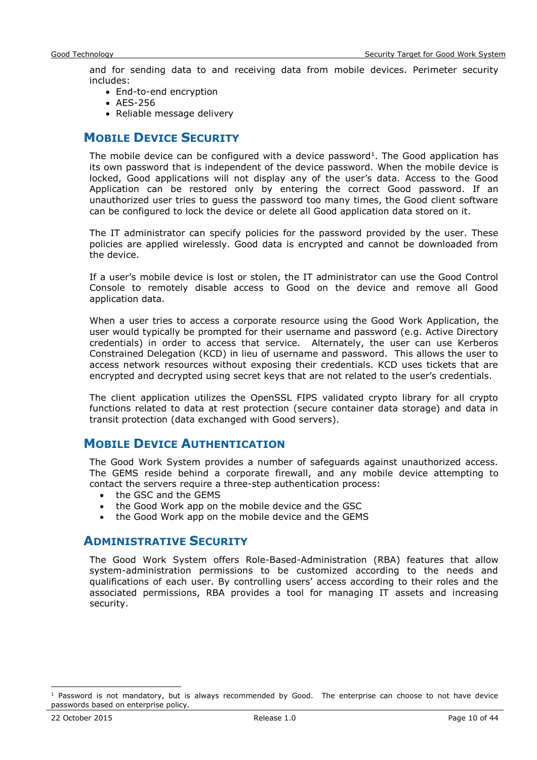and for sending data to and receiving data from mobile devices. Perimeter security includes:

- End-to-end encryption
- AES-256
- Reliable message delivery

## Mobile Device Security

The mobile device can be configured with a device password[1]. The Good application has its own password that is independent of the device password. When the mobile device is locked, Good applications will not display any of the user's data. Access to the Good Application can be restored only by entering the correct Good password. If an unauthorized user tries to guess the password too many times, the Good client software can be configured to lock the device or delete all Good application data stored on it.

The IT administrator can specify policies for the password provided by the user. These policies are applied wirelessly. Good data is encrypted and cannot be downloaded from the device.

If a user's mobile device is lost or stolen, the IT administrator can use the Good Control Console to remotely disable access to Good on the device and remove all Good application data.

When a user tries to access a corporate resource using the Good Work Application, the user would typically be prompted for their username and password (e.g. Active Directory credentials) in order to access that service. Alternately, the user can use Kerberos Constrained Delegation (KCD) in lieu of username and password. This allows the user to access network resources without exposing their credentials. KCD uses tickets that are encrypted and decrypted using secret keys that are not related to the user's credentials.

The client application utilizes the OpenSSL FIPS validated crypto library for all crypto functions related to data at rest protection (secure container data storage) and data in transit protection (data exchanged with Good servers).

## Mobile Device Authentication

The Good Work System provides a number of safeguards against unauthorized access. The GEMS reside behind a corporate firewall, and any mobile device attempting to contact the servers require a three-step authentication process:

- the GSC and the GEMS
- the Good Work app on the mobile device and the GSC
- the Good Work app on the mobile device and the GEMS

## Administrative Security

The Good Work System offers Role-Based-Administration (RBA) features that allow system-administration permissions to be customized according to the needs and qualifications of each user. By controlling users' access according to their roles and the associated permissions, RBA provides a tool for managing IT assets and increasing security.

[1] Password is not mandatory, but is always recommended by Good. The enterprise can choose to not have device passwords based on enterprise policy.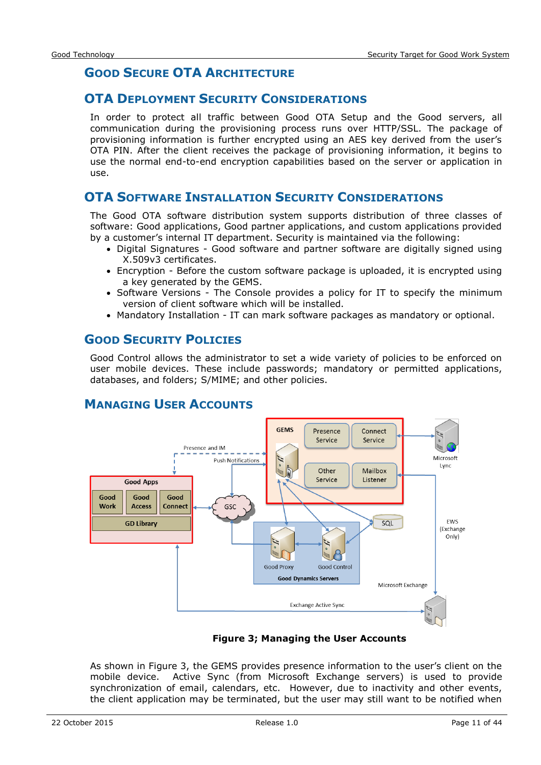## Good Secure OTA Architecture

### OTA Deployment Security Considerations

In order to protect all traffic between Good OTA Setup and the Good servers, all communication during the provisioning process runs over HTTP/SSL. The package of provisioning information is further encrypted using an AES key derived from the user's OTA PIN. After the client receives the package of provisioning information, it begins to use the normal end-to-end encryption capabilities based on the server or application in use.

### OTA Software Installation Security Considerations

The Good OTA software distribution system supports distribution of three classes of software: Good applications, Good partner applications, and custom applications provided by a customer's internal IT department. Security is maintained via the following:

- Digital Signatures - Good software and partner software are digitally signed using X.509v3 certificates.
- Encryption - Before the custom software package is uploaded, it is encrypted using a key generated by the GEMS.
- Software Versions - The Console provides a policy for IT to specify the minimum version of client software which will be installed.
- Mandatory Installation - IT can mark software packages as mandatory or optional.

## Good Security Policies

Good Control allows the administrator to set a wide variety of policies to be enforced on user mobile devices. These include passwords; mandatory or permitted applications, databases, and folders; S/MIME; and other policies.

## Managing User Accounts

**Figure 3; Managing the User Accounts**

As shown in Figure 3, the GEMS provides presence information to the user's client on the mobile device. Active Sync (from Microsoft Exchange servers) is used to provide synchronization of email, calendars, etc. However, due to inactivity and other events, the client application may be terminated, but the user may still want to be notified when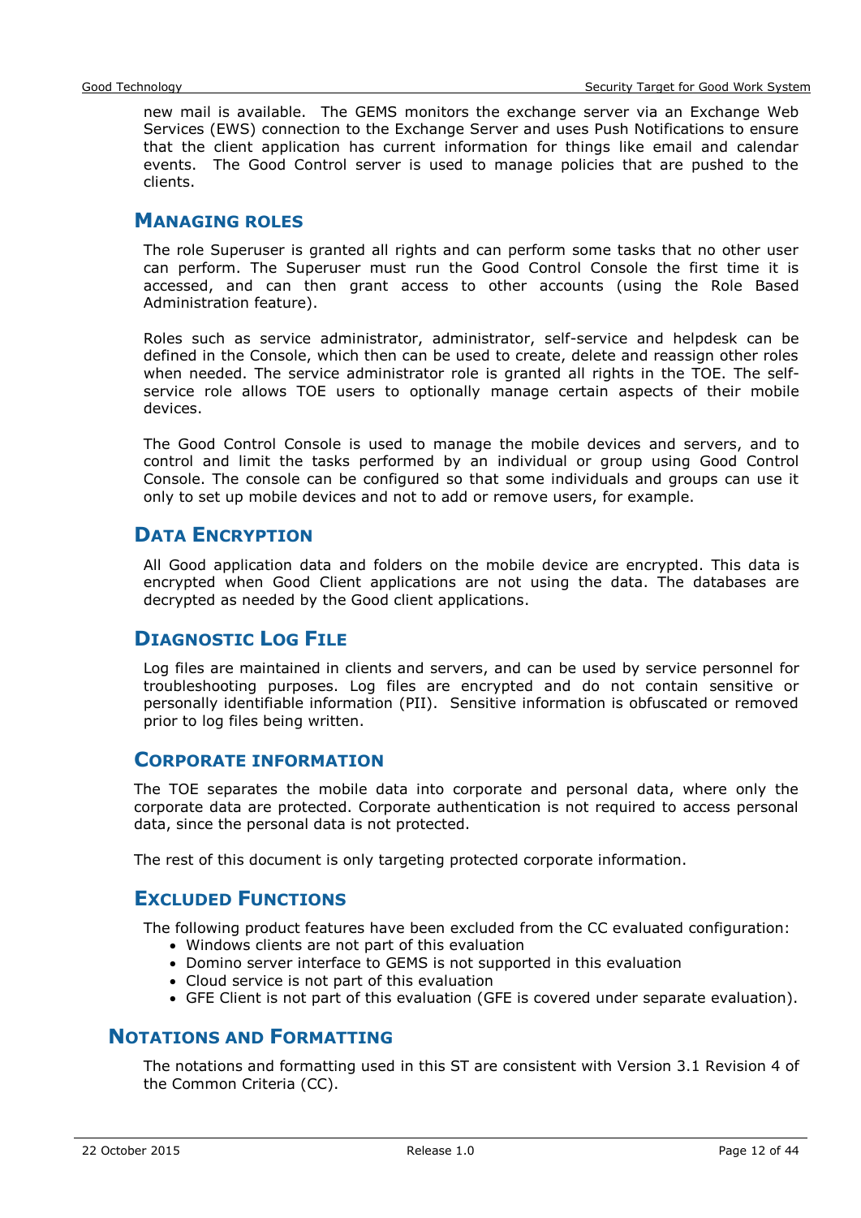new mail is available. The GEMS monitors the exchange server via an Exchange Web Services (EWS) connection to the Exchange Server and uses Push Notifications to ensure that the client application has current information for things like email and calendar events. The Good Control server is used to manage policies that are pushed to the clients.

### Managing roles

The role Superuser is granted all rights and can perform some tasks that no other user can perform. The Superuser must run the Good Control Console the first time it is accessed, and can then grant access to other accounts (using the Role Based Administration feature).

Roles such as service administrator, administrator, self-service and helpdesk can be defined in the Console, which then can be used to create, delete and reassign other roles when needed. The service administrator role is granted all rights in the TOE. The self-service role allows TOE users to optionally manage certain aspects of their mobile devices.

The Good Control Console is used to manage the mobile devices and servers, and to control and limit the tasks performed by an individual or group using Good Control Console. The console can be configured so that some individuals and groups can use it only to set up mobile devices and not to add or remove users, for example.

### Data Encryption

All Good application data and folders on the mobile device are encrypted. This data is encrypted when Good Client applications are not using the data. The databases are decrypted as needed by the Good client applications.

### Diagnostic Log File

Log files are maintained in clients and servers, and can be used by service personnel for troubleshooting purposes. Log files are encrypted and do not contain sensitive or personally identifiable information (PII). Sensitive information is obfuscated or removed prior to log files being written.

### Corporate information

The TOE separates the mobile data into corporate and personal data, where only the corporate data are protected. Corporate authentication is not required to access personal data, since the personal data is not protected.

The rest of this document is only targeting protected corporate information.

### Excluded Functions

The following product features have been excluded from the CC evaluated configuration:

- Windows clients are not part of this evaluation
- Domino server interface to GEMS is not supported in this evaluation
- Cloud service is not part of this evaluation
- GFE Client is not part of this evaluation (GFE is covered under separate evaluation).

## Notations and Formatting

The notations and formatting used in this ST are consistent with Version 3.1 Revision 4 of the Common Criteria (CC).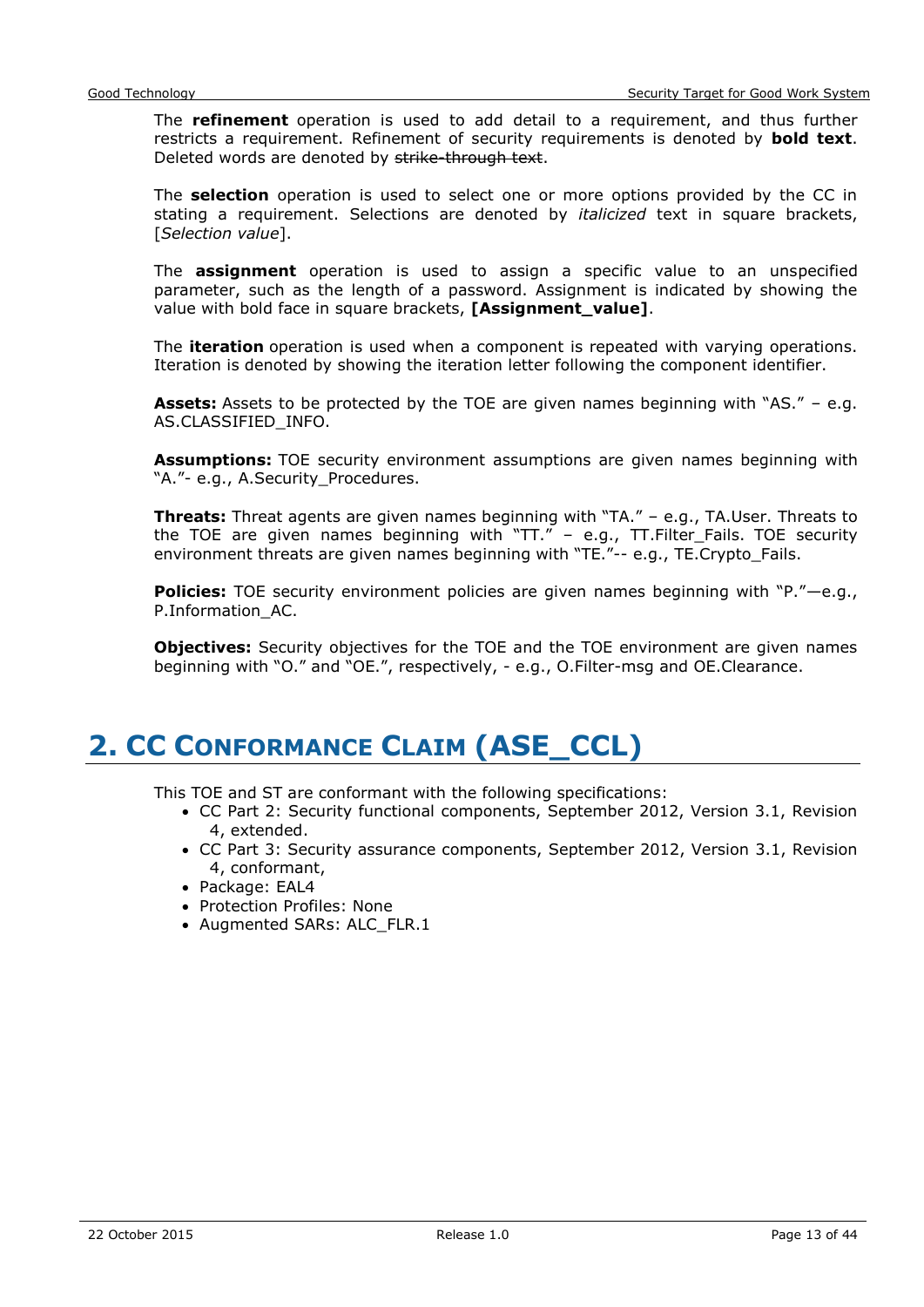The **refinement** operation is used to add detail to a requirement, and thus further restricts a requirement. Refinement of security requirements is denoted by **bold text**. Deleted words are denoted by ~~strike-through text~~.

The **selection** operation is used to select one or more options provided by the CC in stating a requirement. Selections are denoted by *italicized* text in square brackets, [*Selection value*].

The **assignment** operation is used to assign a specific value to an unspecified parameter, such as the length of a password. Assignment is indicated by showing the value with bold face in square brackets, **[Assignment_value]**.

The **iteration** operation is used when a component is repeated with varying operations. Iteration is denoted by showing the iteration letter following the component identifier.

**Assets:** Assets to be protected by the TOE are given names beginning with "AS." – e.g. AS.CLASSIFIED_INFO.

**Assumptions:** TOE security environment assumptions are given names beginning with "A."- e.g., A.Security_Procedures.

**Threats:** Threat agents are given names beginning with "TA." – e.g., TA.User. Threats to the TOE are given names beginning with "TT." – e.g., TT.Filter_Fails. TOE security environment threats are given names beginning with "TE."-- e.g., TE.Crypto_Fails.

**Policies:** TOE security environment policies are given names beginning with "P."—e.g., P.Information_AC.

**Objectives:** Security objectives for the TOE and the TOE environment are given names beginning with "O." and "OE.", respectively, - e.g., O.Filter-msg and OE.Clearance.

# 2. CC Conformance Claim (ASE_CCL)

This TOE and ST are conformant with the following specifications:

- CC Part 2: Security functional components, September 2012, Version 3.1, Revision 4, extended.
- CC Part 3: Security assurance components, September 2012, Version 3.1, Revision 4, conformant,
- Package: EAL4
- Protection Profiles: None
- Augmented SARs: ALC_FLR.1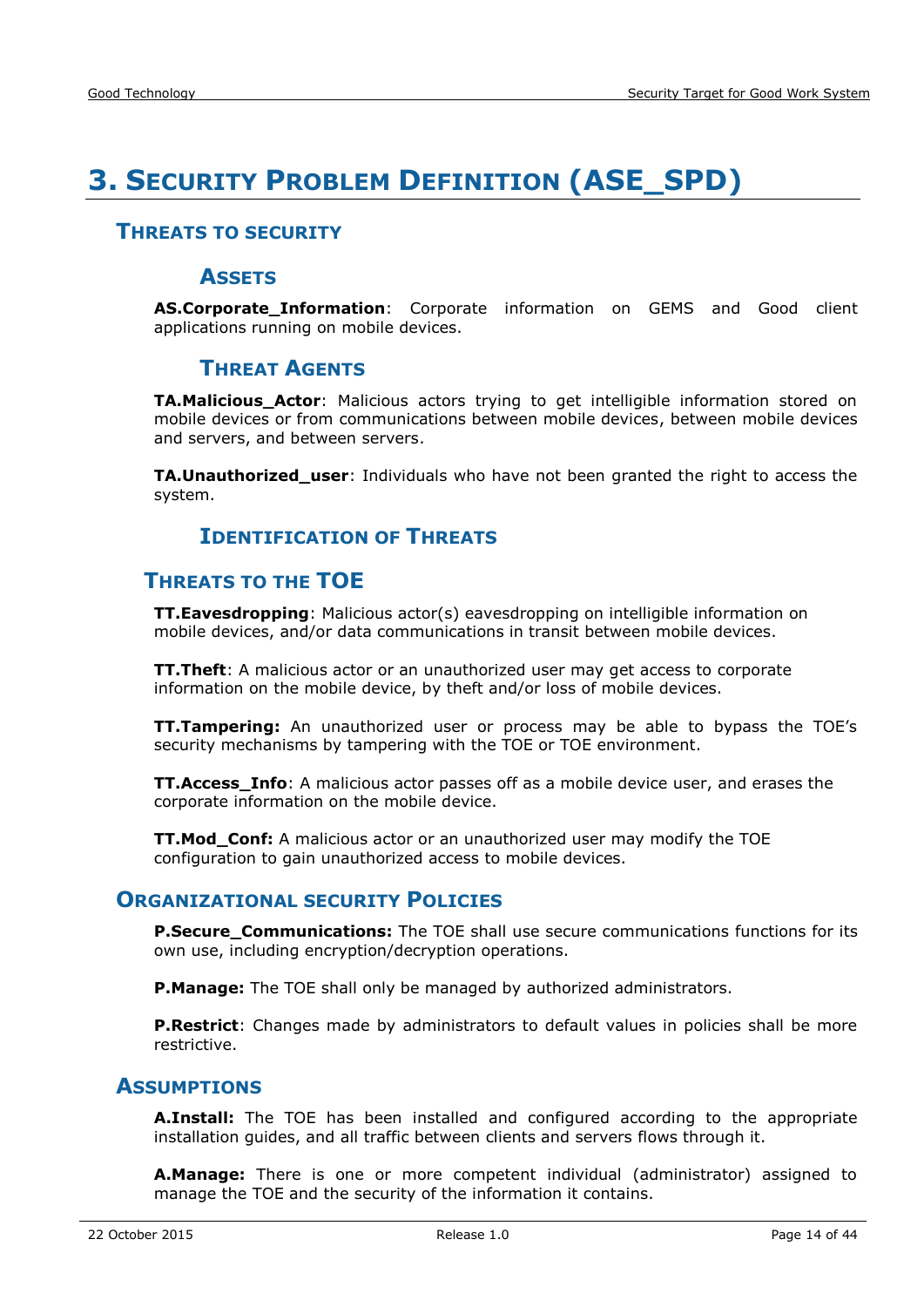# 3. Security Problem Definition (ASE_SPD)

## Threats to security

### Assets

**AS.Corporate_Information**: Corporate information on GEMS and Good client applications running on mobile devices.

### Threat Agents

**TA.Malicious_Actor**: Malicious actors trying to get intelligible information stored on mobile devices or from communications between mobile devices, between mobile devices and servers, and between servers.

**TA.Unauthorized_user**: Individuals who have not been granted the right to access the system.

### Identification of Threats

## Threats to the TOE

**TT.Eavesdropping**: Malicious actor(s) eavesdropping on intelligible information on mobile devices, and/or data communications in transit between mobile devices.

**TT.Theft**: A malicious actor or an unauthorized user may get access to corporate information on the mobile device, by theft and/or loss of mobile devices.

**TT.Tampering:** An unauthorized user or process may be able to bypass the TOE's security mechanisms by tampering with the TOE or TOE environment.

**TT.Access_Info**: A malicious actor passes off as a mobile device user, and erases the corporate information on the mobile device.

**TT.Mod_Conf:** A malicious actor or an unauthorized user may modify the TOE configuration to gain unauthorized access to mobile devices.

## Organizational security Policies

**P.Secure_Communications:** The TOE shall use secure communications functions for its own use, including encryption/decryption operations.

**P.Manage:** The TOE shall only be managed by authorized administrators.

**P.Restrict**: Changes made by administrators to default values in policies shall be more restrictive.

## Assumptions

**A.Install:** The TOE has been installed and configured according to the appropriate installation guides, and all traffic between clients and servers flows through it.

**A.Manage:** There is one or more competent individual (administrator) assigned to manage the TOE and the security of the information it contains.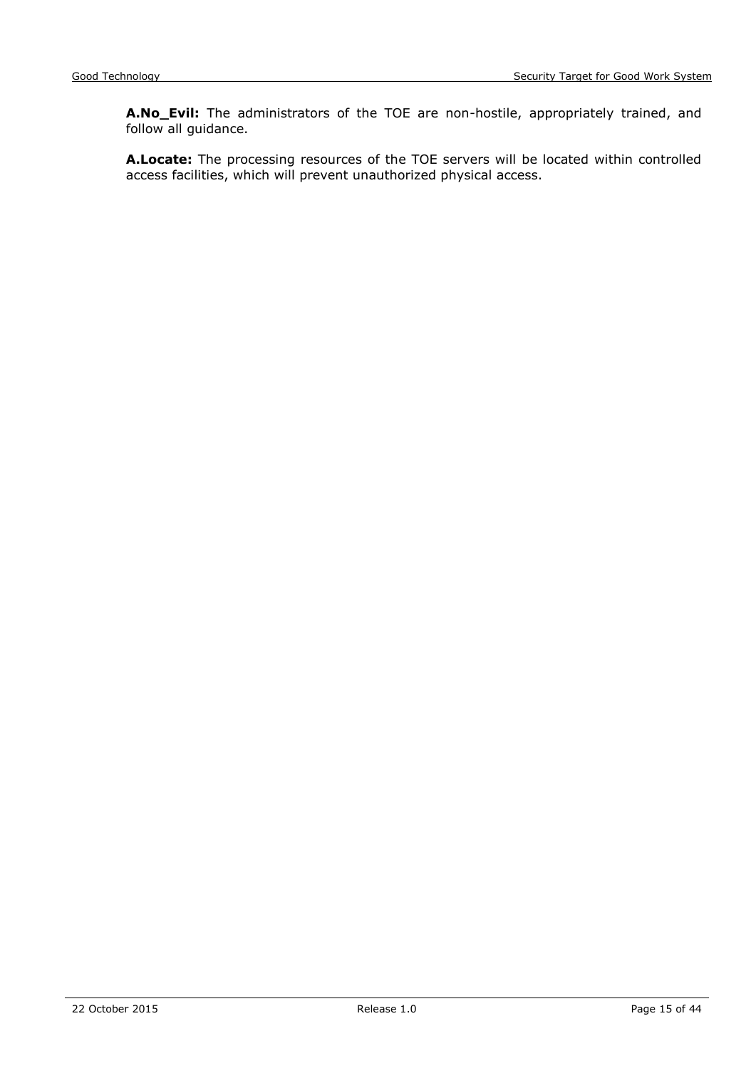**A.No_Evil:** The administrators of the TOE are non-hostile, appropriately trained, and follow all guidance.

**A.Locate:** The processing resources of the TOE servers will be located within controlled access facilities, which will prevent unauthorized physical access.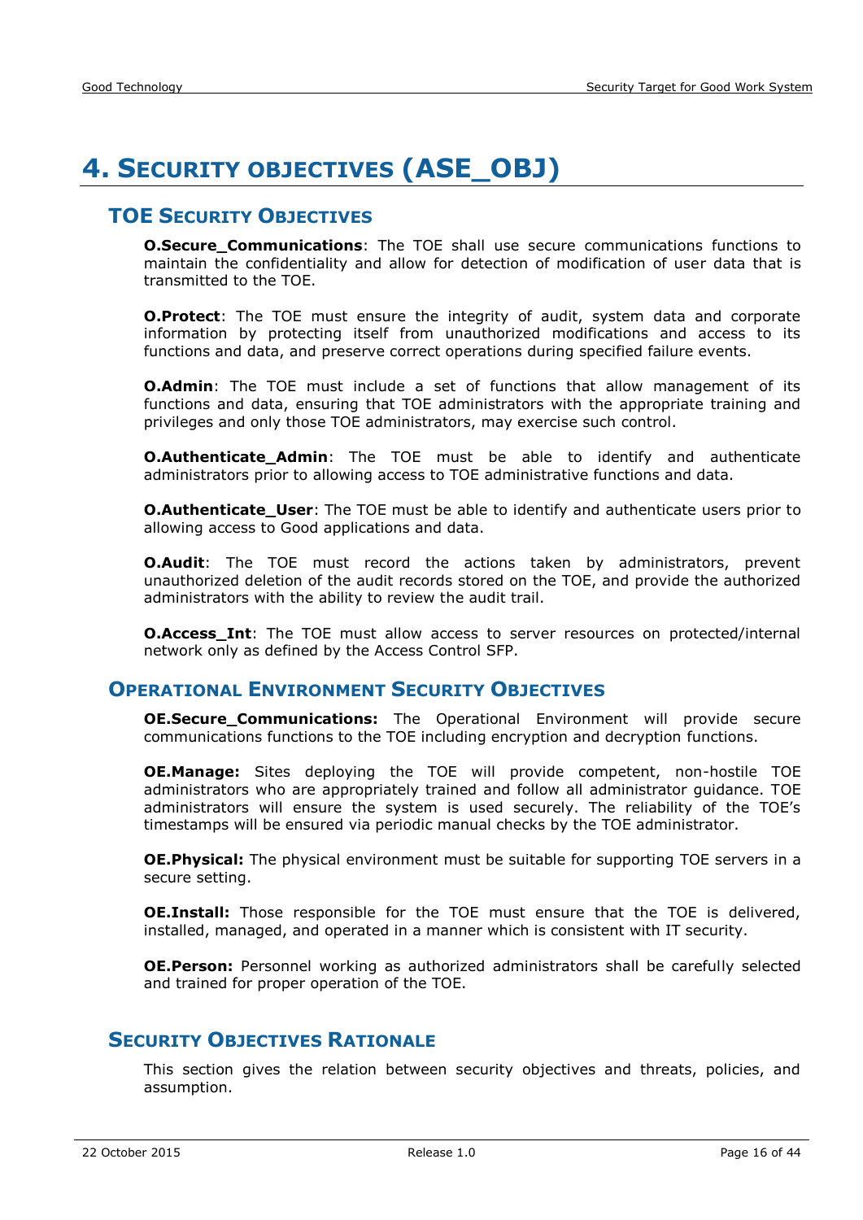# 4. Security objectives (ASE_OBJ)

## TOE Security Objectives

**O.Secure_Communications**: The TOE shall use secure communications functions to maintain the confidentiality and allow for detection of modification of user data that is transmitted to the TOE.

**O.Protect**: The TOE must ensure the integrity of audit, system data and corporate information by protecting itself from unauthorized modifications and access to its functions and data, and preserve correct operations during specified failure events.

**O.Admin**: The TOE must include a set of functions that allow management of its functions and data, ensuring that TOE administrators with the appropriate training and privileges and only those TOE administrators, may exercise such control.

**O.Authenticate_Admin**: The TOE must be able to identify and authenticate administrators prior to allowing access to TOE administrative functions and data.

**O.Authenticate_User**: The TOE must be able to identify and authenticate users prior to allowing access to Good applications and data.

**O.Audit**: The TOE must record the actions taken by administrators, prevent unauthorized deletion of the audit records stored on the TOE, and provide the authorized administrators with the ability to review the audit trail.

**O.Access_Int**: The TOE must allow access to server resources on protected/internal network only as defined by the Access Control SFP.

## Operational Environment Security Objectives

**OE.Secure_Communications:** The Operational Environment will provide secure communications functions to the TOE including encryption and decryption functions.

**OE.Manage:** Sites deploying the TOE will provide competent, non-hostile TOE administrators who are appropriately trained and follow all administrator guidance. TOE administrators will ensure the system is used securely. The reliability of the TOE's timestamps will be ensured via periodic manual checks by the TOE administrator.

**OE.Physical:** The physical environment must be suitable for supporting TOE servers in a secure setting.

**OE.Install:** Those responsible for the TOE must ensure that the TOE is delivered, installed, managed, and operated in a manner which is consistent with IT security.

**OE.Person:** Personnel working as authorized administrators shall be carefully selected and trained for proper operation of the TOE.

## Security Objectives Rationale

This section gives the relation between security objectives and threats, policies, and assumption.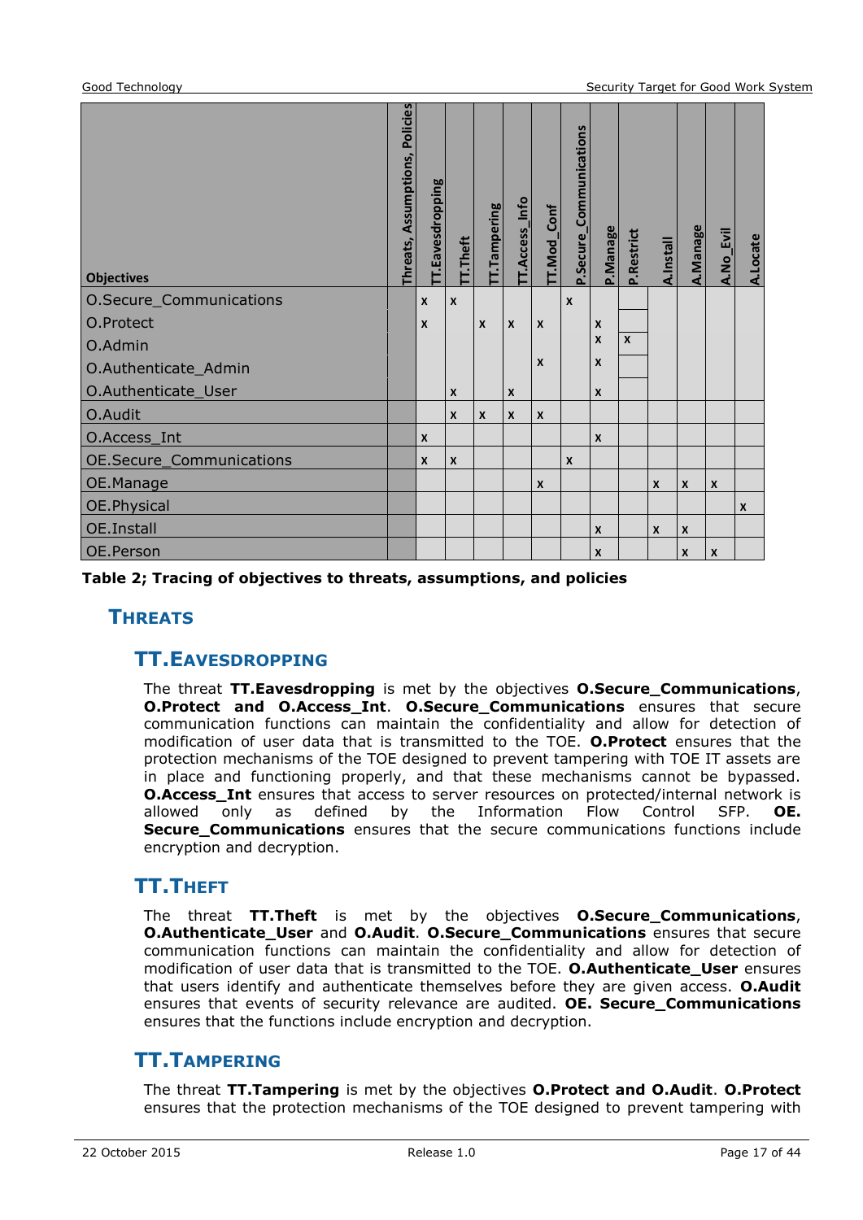| Objectives | Threats, Assumptions, Policies | TT.Eavesdropping | TT.Theft | TT.Tampering | TT.Access_Info | TT.Mod_Conf | P.Secure_Communications | P.Manage | P.Restrict | A.Install | A.Manage | A.No_Evil | A.Locate |
|---|---|---|---|---|---|---|---|---|---|---|---|---|---|
| O.Secure_Communications | | x | x | | | | x | | | | | | |
| O.Protect | | x | | x | x | x | | x | | | | | |
| O.Admin | | | | | | | | x | x | | | | |
| O.Authenticate_Admin | | | | | | x | | x | | | | | |
| O.Authenticate_User | | | x | | x | | | x | | | | | |
| O.Audit | | | x | x | x | x | | | | | | | |
| O.Access_Int | | x | | | | | | x | | | | | |
| OE.Secure_Communications | | x | x | | | | x | | | | | | |
| OE.Manage | | | | | | x | | | | x | x | x | |
| OE.Physical | | | | | | | | | | | | | x |
| OE.Install | | | | | | | | x | | x | x | | |
| OE.Person | | | | | | | | x | | | x | x | |

**Table 2; Tracing of objectives to threats, assumptions, and policies**

## THREATS

### TT.EAVESDROPPING

The threat **TT.Eavesdropping** is met by the objectives **O.Secure_Communications**, **O.Protect and O.Access_Int**. **O.Secure_Communications** ensures that secure communication functions can maintain the confidentiality and allow for detection of modification of user data that is transmitted to the TOE. **O.Protect** ensures that the protection mechanisms of the TOE designed to prevent tampering with TOE IT assets are in place and functioning properly, and that these mechanisms cannot be bypassed. **O.Access_Int** ensures that access to server resources on protected/internal network is allowed only as defined by the Information Flow Control SFP. **OE. Secure_Communications** ensures that the secure communications functions include encryption and decryption.

### TT.THEFT

The threat **TT.Theft** is met by the objectives **O.Secure_Communications**, **O.Authenticate_User** and **O.Audit**. **O.Secure_Communications** ensures that secure communication functions can maintain the confidentiality and allow for detection of modification of user data that is transmitted to the TOE. **O.Authenticate_User** ensures that users identify and authenticate themselves before they are given access. **O.Audit** ensures that events of security relevance are audited. **OE. Secure_Communications** ensures that the functions include encryption and decryption.

### TT.TAMPERING

The threat **TT.Tampering** is met by the objectives **O.Protect and O.Audit**. **O.Protect** ensures that the protection mechanisms of the TOE designed to prevent tampering with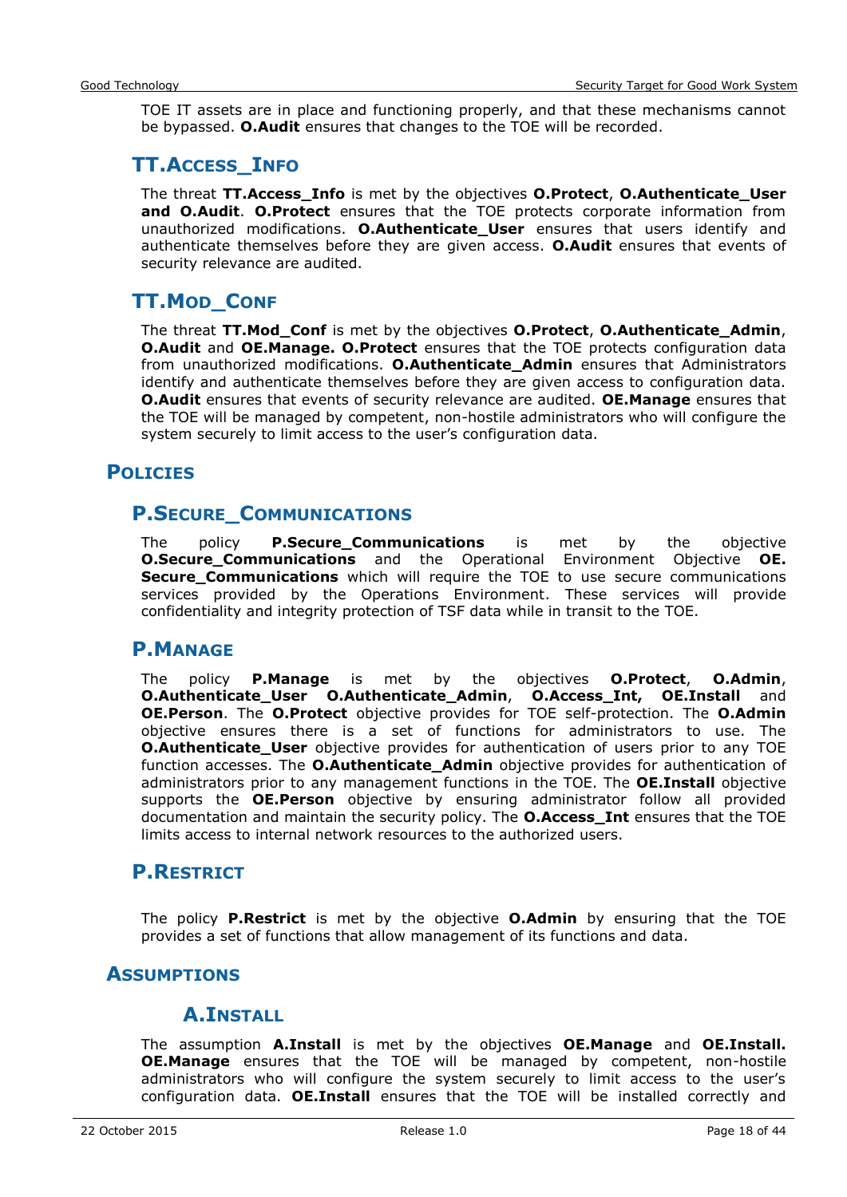TOE IT assets are in place and functioning properly, and that these mechanisms cannot be bypassed. **O.Audit** ensures that changes to the TOE will be recorded.

### TT.ACCESS_INFO

The threat **TT.Access_Info** is met by the objectives **O.Protect**, **O.Authenticate_User and O.Audit**. **O.Protect** ensures that the TOE protects corporate information from unauthorized modifications. **O.Authenticate_User** ensures that users identify and authenticate themselves before they are given access. **O.Audit** ensures that events of security relevance are audited.

### TT.MOD_CONF

The threat **TT.Mod_Conf** is met by the objectives **O.Protect**, **O.Authenticate_Admin**, **O.Audit** and **OE.Manage. O.Protect** ensures that the TOE protects configuration data from unauthorized modifications. **O.Authenticate_Admin** ensures that Administrators identify and authenticate themselves before they are given access to configuration data. **O.Audit** ensures that events of security relevance are audited. **OE.Manage** ensures that the TOE will be managed by competent, non-hostile administrators who will configure the system securely to limit access to the user's configuration data.

## POLICIES

### P.SECURE_COMMUNICATIONS

The policy **P.Secure_Communications** is met by the objective **O.Secure_Communications** and the Operational Environment Objective **OE. Secure_Communications** which will require the TOE to use secure communications services provided by the Operations Environment. These services will provide confidentiality and integrity protection of TSF data while in transit to the TOE.

### P.MANAGE

The policy **P.Manage** is met by the objectives **O.Protect**, **O.Admin**, **O.Authenticate_User O.Authenticate_Admin**, **O.Access_Int, OE.Install** and **OE.Person**. The **O.Protect** objective provides for TOE self-protection. The **O.Admin** objective ensures there is a set of functions for administrators to use. The **O.Authenticate_User** objective provides for authentication of users prior to any TOE function accesses. The **O.Authenticate_Admin** objective provides for authentication of administrators prior to any management functions in the TOE. The **OE.Install** objective supports the **OE.Person** objective by ensuring administrator follow all provided documentation and maintain the security policy. The **O.Access_Int** ensures that the TOE limits access to internal network resources to the authorized users.

### P.RESTRICT

The policy **P.Restrict** is met by the objective **O.Admin** by ensuring that the TOE provides a set of functions that allow management of its functions and data.

## ASSUMPTIONS

### A.INSTALL

The assumption **A.Install** is met by the objectives **OE.Manage** and **OE.Install. OE.Manage** ensures that the TOE will be managed by competent, non-hostile administrators who will configure the system securely to limit access to the user's configuration data. **OE.Install** ensures that the TOE will be installed correctly and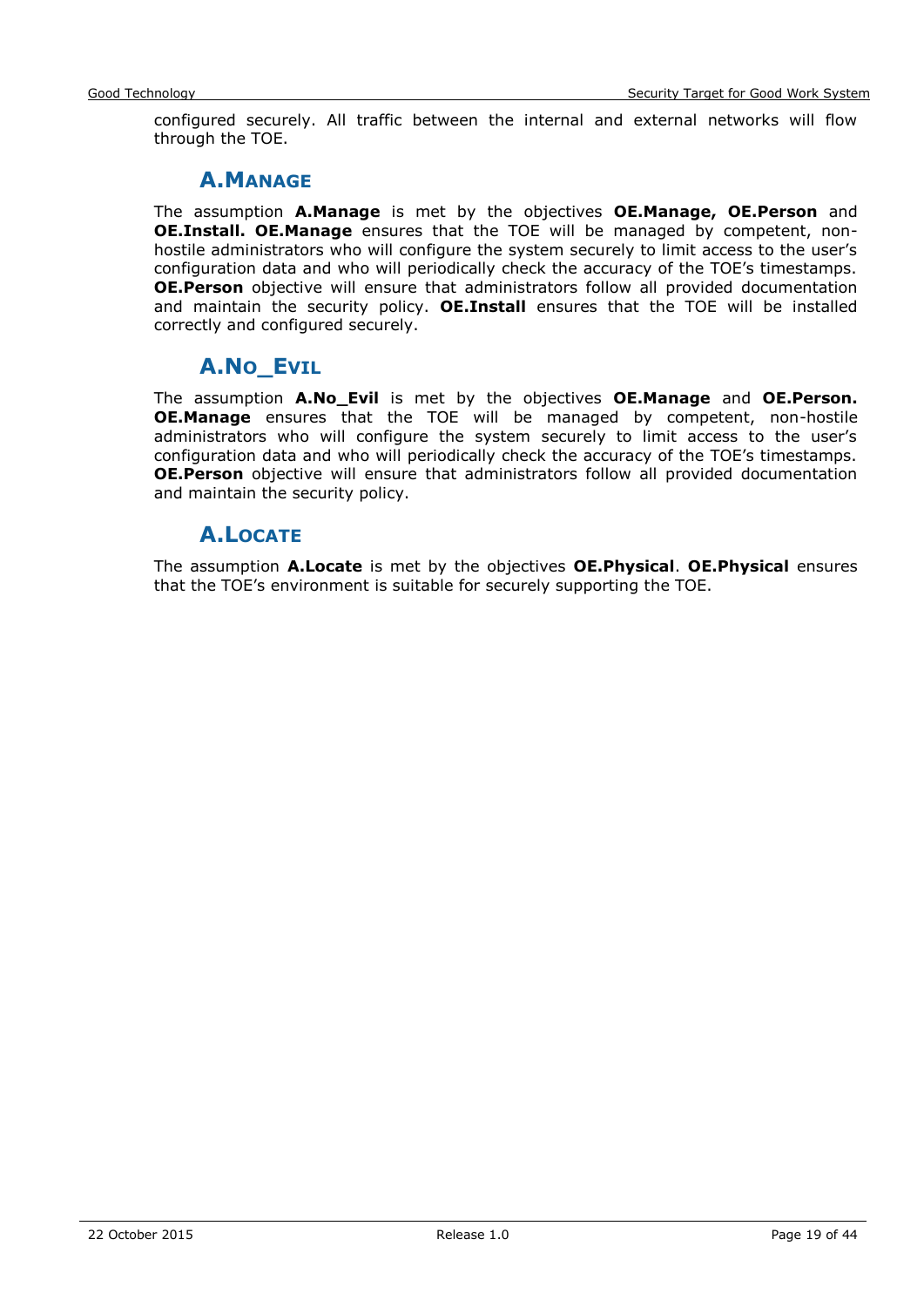configured securely. All traffic between the internal and external networks will flow through the TOE.

### A.Manage

The assumption **A.Manage** is met by the objectives **OE.Manage, OE.Person** and **OE.Install. OE.Manage** ensures that the TOE will be managed by competent, non-hostile administrators who will configure the system securely to limit access to the user's configuration data and who will periodically check the accuracy of the TOE's timestamps. **OE.Person** objective will ensure that administrators follow all provided documentation and maintain the security policy. **OE.Install** ensures that the TOE will be installed correctly and configured securely.

### A.No_Evil

The assumption **A.No_Evil** is met by the objectives **OE.Manage** and **OE.Person. OE.Manage** ensures that the TOE will be managed by competent, non-hostile administrators who will configure the system securely to limit access to the user's configuration data and who will periodically check the accuracy of the TOE's timestamps. **OE.Person** objective will ensure that administrators follow all provided documentation and maintain the security policy.

### A.Locate

The assumption **A.Locate** is met by the objectives **OE.Physical**. **OE.Physical** ensures that the TOE's environment is suitable for securely supporting the TOE.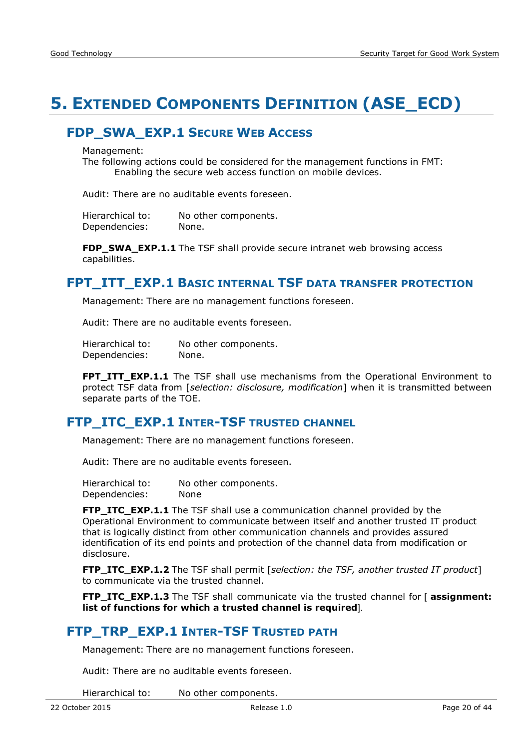# 5. Extended Components Definition (ASE_ECD)

## FDP_SWA_EXP.1 Secure Web Access

Management:
The following actions could be considered for the management functions in FMT:
Enabling the secure web access function on mobile devices.

Audit: There are no auditable events foreseen.

Hierarchical to: No other components.
Dependencies: None.

**FDP_SWA_EXP.1.1** The TSF shall provide secure intranet web browsing access capabilities.

## FPT_ITT_EXP.1 Basic internal TSF data transfer protection

Management: There are no management functions foreseen.

Audit: There are no auditable events foreseen.

Hierarchical to: No other components.
Dependencies: None.

**FPT_ITT_EXP.1.1** The TSF shall use mechanisms from the Operational Environment to protect TSF data from [*selection: disclosure, modification*] when it is transmitted between separate parts of the TOE.

## FTP_ITC_EXP.1 Inter-TSF trusted channel

Management: There are no management functions foreseen.

Audit: There are no auditable events foreseen.

Hierarchical to: No other components.
Dependencies: None

**FTP_ITC_EXP.1.1** The TSF shall use a communication channel provided by the Operational Environment to communicate between itself and another trusted IT product that is logically distinct from other communication channels and provides assured identification of its end points and protection of the channel data from modification or disclosure.

**FTP_ITC_EXP.1.2** The TSF shall permit [*selection: the TSF, another trusted IT product*] to communicate via the trusted channel.

**FTP_ITC_EXP.1.3** The TSF shall communicate via the trusted channel for [ **assignment: list of functions for which a trusted channel is required**].

## FTP_TRP_EXP.1 Inter-TSF Trusted path

Management: There are no management functions foreseen.

Audit: There are no auditable events foreseen.

Hierarchical to: No other components.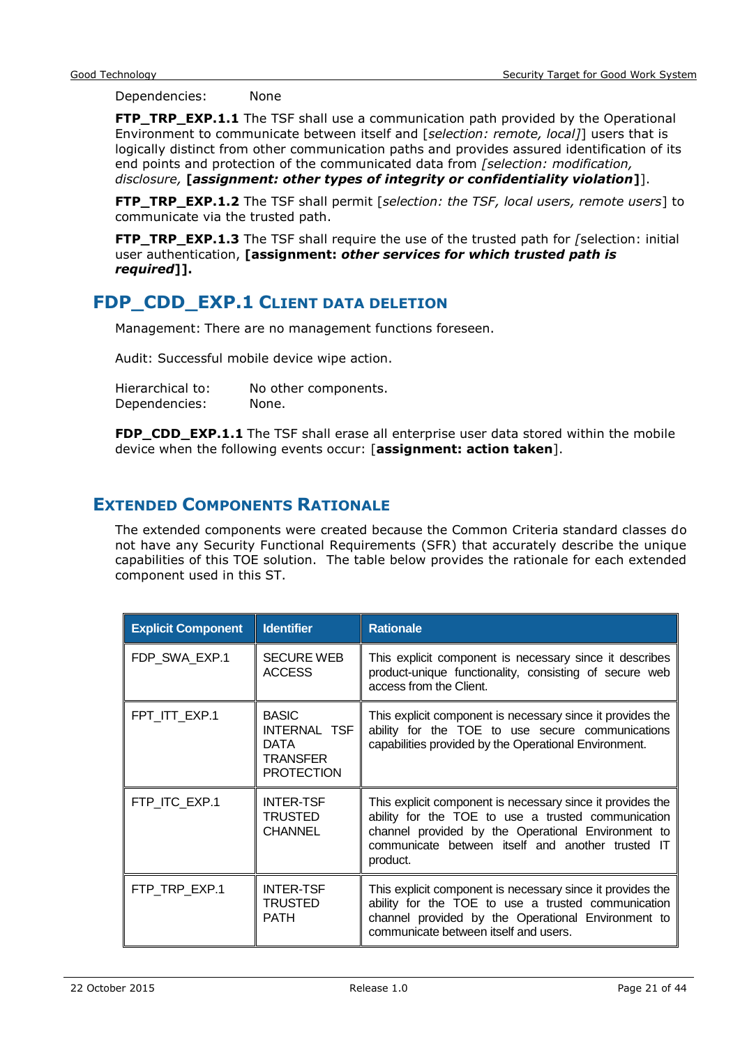Dependencies: None

**FTP_TRP_EXP.1.1** The TSF shall use a communication path provided by the Operational Environment to communicate between itself and [*selection: remote, local]*] users that is logically distinct from other communication paths and provides assured identification of its end points and protection of the communicated data from *[selection: modification, disclosure,* **[*assignment: other types of integrity or confidentiality violation*]**].

**FTP_TRP_EXP.1.2** The TSF shall permit [*selection: the TSF, local users, remote users*] to communicate via the trusted path.

**FTP_TRP_EXP.1.3** The TSF shall require the use of the trusted path for *[*selection: initial user authentication, **[assignment: *other services for which trusted path is required*]].**

## FDP_CDD_EXP.1 Client data deletion

Management: There are no management functions foreseen.

Audit: Successful mobile device wipe action.

Hierarchical to: No other components.
Dependencies: None.

**FDP_CDD_EXP.1.1** The TSF shall erase all enterprise user data stored within the mobile device when the following events occur: [**assignment: action taken**].

## Extended Components Rationale

The extended components were created because the Common Criteria standard classes do not have any Security Functional Requirements (SFR) that accurately describe the unique capabilities of this TOE solution. The table below provides the rationale for each extended component used in this ST.

| Explicit Component | Identifier | Rationale |
|---|---|---|
| FDP_SWA_EXP.1 | SECURE WEB ACCESS | This explicit component is necessary since it describes product-unique functionality, consisting of secure web access from the Client. |
| FPT_ITT_EXP.1 | BASIC INTERNAL TSF DATA TRANSFER PROTECTION | This explicit component is necessary since it provides the ability for the TOE to use secure communications capabilities provided by the Operational Environment. |
| FTP_ITC_EXP.1 | INTER-TSF TRUSTED CHANNEL | This explicit component is necessary since it provides the ability for the TOE to use a trusted communication channel provided by the Operational Environment to communicate between itself and another trusted IT product. |
| FTP_TRP_EXP.1 | INTER-TSF TRUSTED PATH | This explicit component is necessary since it provides the ability for the TOE to use a trusted communication channel provided by the Operational Environment to communicate between itself and users. |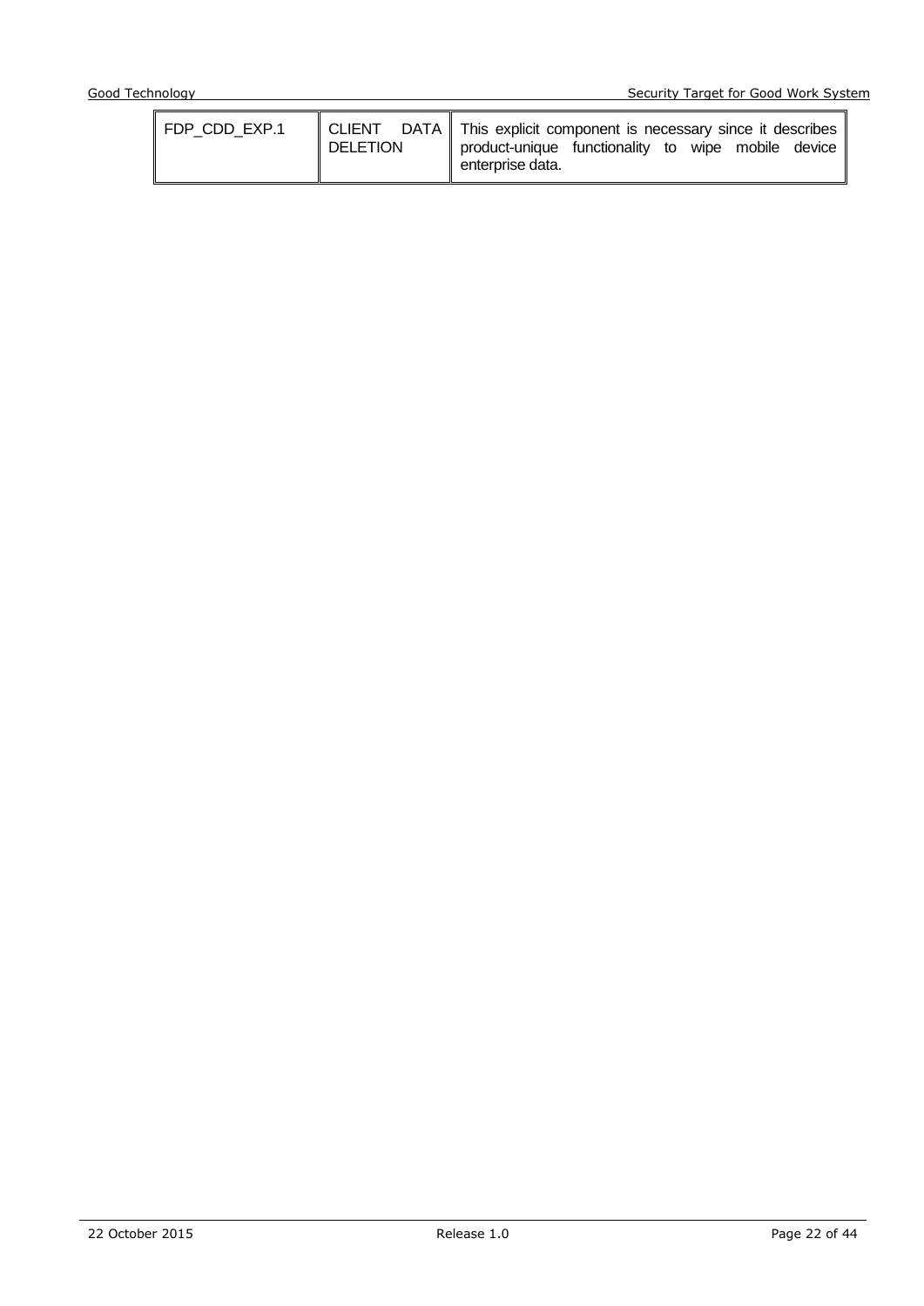| | | |
|---|---|---|
| FDP_CDD_EXP.1 | CLIENT DATA DELETION | This explicit component is necessary since it describes product-unique functionality to wipe mobile device enterprise data. |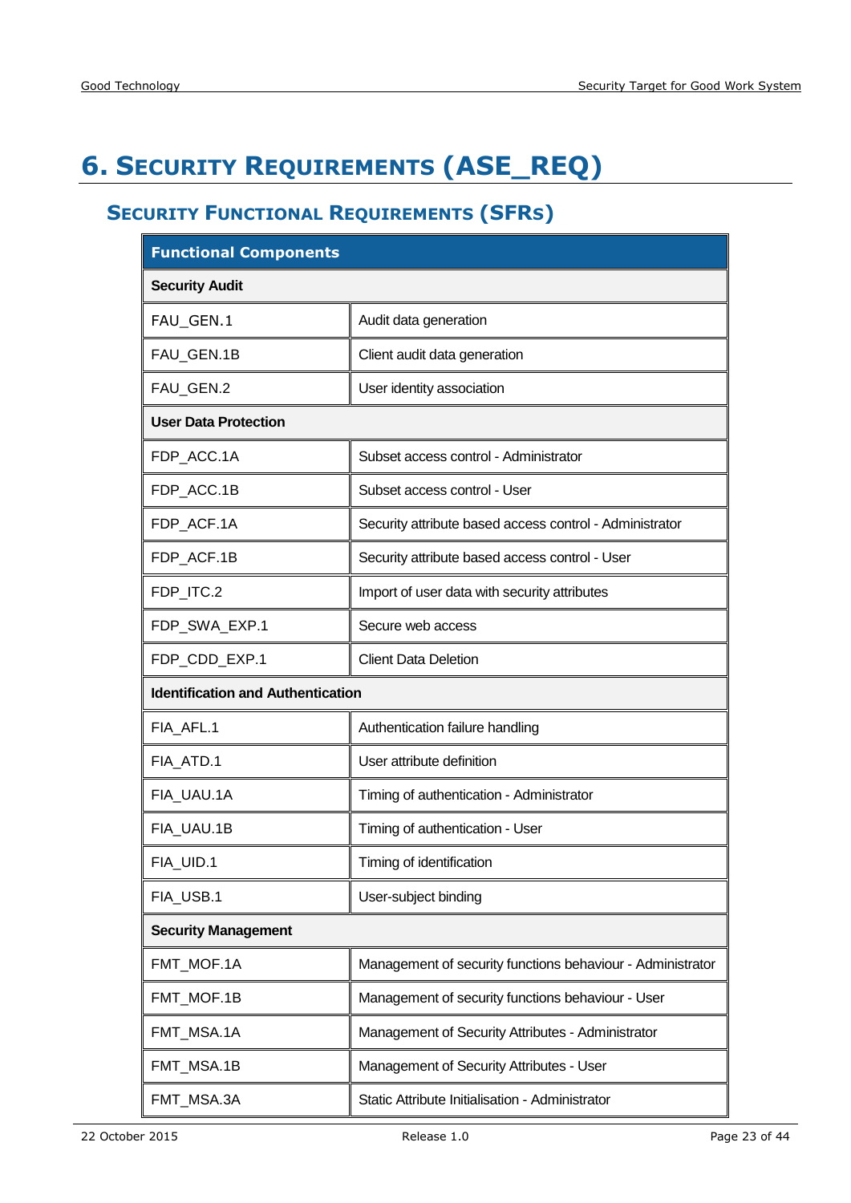# 6. Security Requirements (ASE_REQ)

## Security Functional Requirements (SFRs)

| Functional Components | |
|---|---|
| **Security Audit** | |
| FAU_GEN.1 | Audit data generation |
| FAU_GEN.1B | Client audit data generation |
| FAU_GEN.2 | User identity association |
| **User Data Protection** | |
| FDP_ACC.1A | Subset access control - Administrator |
| FDP_ACC.1B | Subset access control - User |
| FDP_ACF.1A | Security attribute based access control - Administrator |
| FDP_ACF.1B | Security attribute based access control - User |
| FDP_ITC.2 | Import of user data with security attributes |
| FDP_SWA_EXP.1 | Secure web access |
| FDP_CDD_EXP.1 | Client Data Deletion |
| **Identification and Authentication** | |
| FIA_AFL.1 | Authentication failure handling |
| FIA_ATD.1 | User attribute definition |
| FIA_UAU.1A | Timing of authentication - Administrator |
| FIA_UAU.1B | Timing of authentication - User |
| FIA_UID.1 | Timing of identification |
| FIA_USB.1 | User-subject binding |
| **Security Management** | |
| FMT_MOF.1A | Management of security functions behaviour - Administrator |
| FMT_MOF.1B | Management of security functions behaviour - User |
| FMT_MSA.1A | Management of Security Attributes - Administrator |
| FMT_MSA.1B | Management of Security Attributes - User |
| FMT_MSA.3A | Static Attribute Initialisation - Administrator |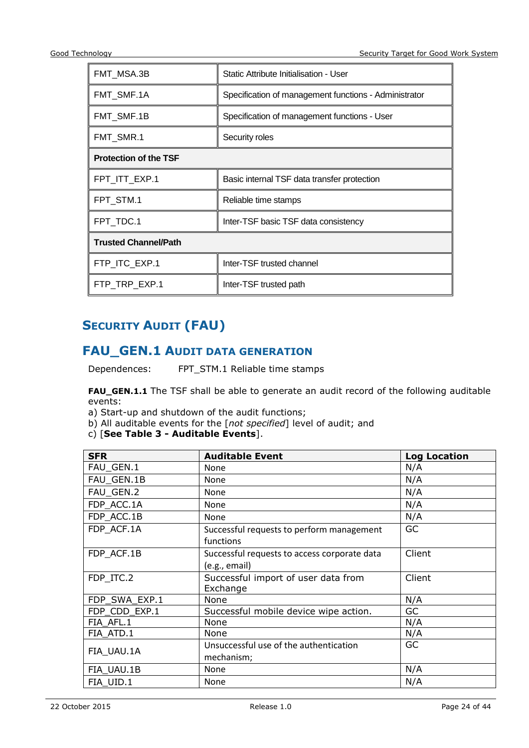| | |
|---|---|
| FMT_MSA.3B | Static Attribute Initialisation - User |
| FMT_SMF.1A | Specification of management functions - Administrator |
| FMT_SMF.1B | Specification of management functions - User |
| FMT_SMR.1 | Security roles |
| **Protection of the TSF** | |
| FPT_ITT_EXP.1 | Basic internal TSF data transfer protection |
| FPT_STM.1 | Reliable time stamps |
| FPT_TDC.1 | Inter-TSF basic TSF data consistency |
| **Trusted Channel/Path** | |
| FTP_ITC_EXP.1 | Inter-TSF trusted channel |
| FTP_TRP_EXP.1 | Inter-TSF trusted path |

## Security Audit (FAU)

### FAU_GEN.1 Audit data generation

Dependences: FPT_STM.1 Reliable time stamps

**FAU_GEN.1.1** The TSF shall be able to generate an audit record of the following auditable events:
a) Start-up and shutdown of the audit functions;
b) All auditable events for the [*not specified*] level of audit; and
c) [**See Table 3 - Auditable Events**].

| SFR | Auditable Event | Log Location |
|---|---|---|
| FAU_GEN.1 | None | N/A |
| FAU_GEN.1B | None | N/A |
| FAU_GEN.2 | None | N/A |
| FDP_ACC.1A | None | N/A |
| FDP_ACC.1B | None | N/A |
| FDP_ACF.1A | Successful requests to perform management functions | GC |
| FDP_ACF.1B | Successful requests to access corporate data (e.g., email) | Client |
| FDP_ITC.2 | Successful import of user data from Exchange | Client |
| FDP_SWA_EXP.1 | None | N/A |
| FDP_CDD_EXP.1 | Successful mobile device wipe action. | GC |
| FIA_AFL.1 | None | N/A |
| FIA_ATD.1 | None | N/A |
| FIA_UAU.1A | Unsuccessful use of the authentication mechanism; | GC |
| FIA_UAU.1B | None | N/A |
| FIA_UID.1 | None | N/A |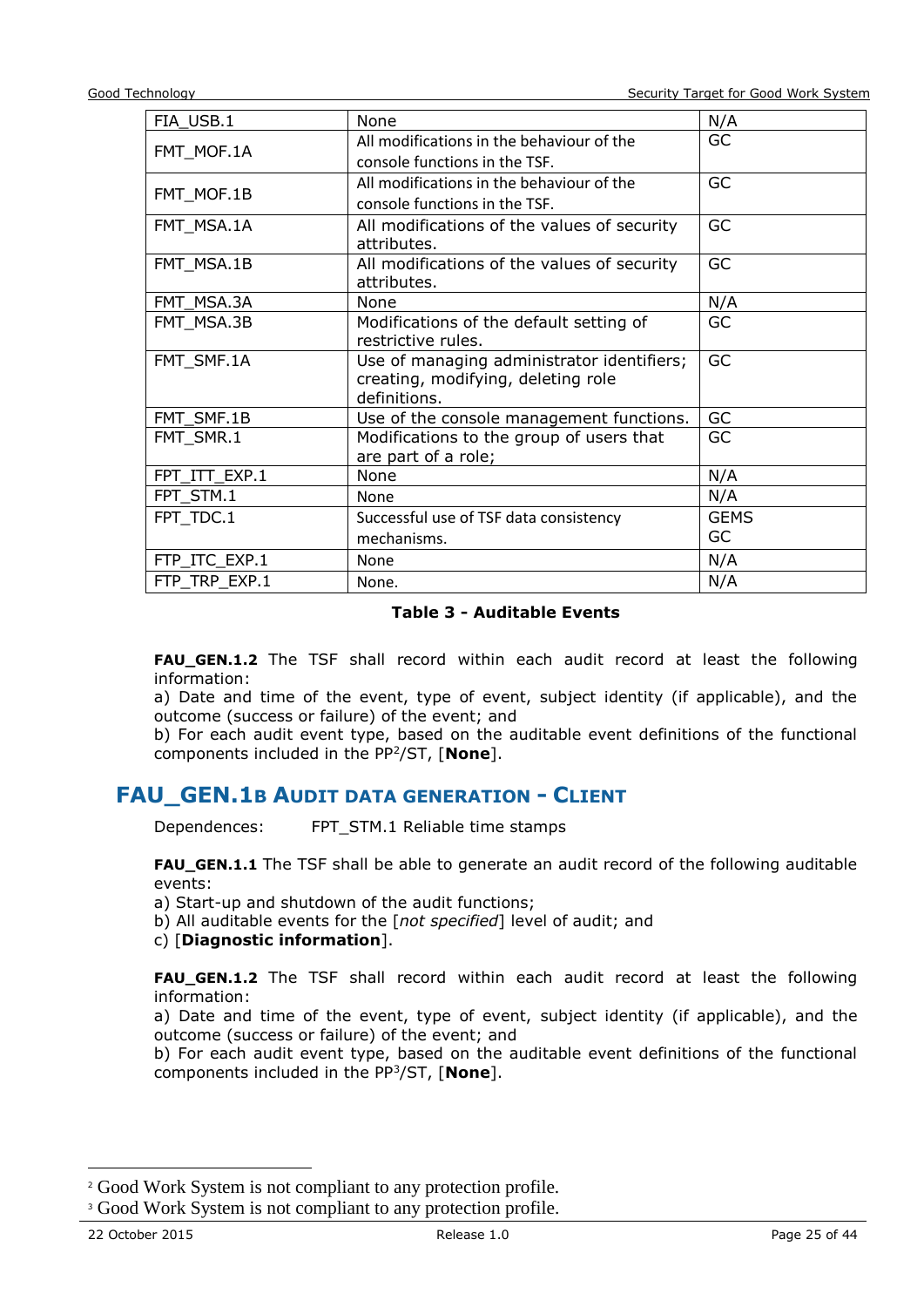| FIA_USB.1 | None | N/A |
|---|---|---|
| FMT_MOF.1A | All modifications in the behaviour of the console functions in the TSF. | GC |
| FMT_MOF.1B | All modifications in the behaviour of the console functions in the TSF. | GC |
| FMT_MSA.1A | All modifications of the values of security attributes. | GC |
| FMT_MSA.1B | All modifications of the values of security attributes. | GC |
| FMT_MSA.3A | None | N/A |
| FMT_MSA.3B | Modifications of the default setting of restrictive rules. | GC |
| FMT_SMF.1A | Use of managing administrator identifiers; creating, modifying, deleting role definitions. | GC |
| FMT_SMF.1B | Use of the console management functions. | GC |
| FMT_SMR.1 | Modifications to the group of users that are part of a role; | GC |
| FPT_ITT_EXP.1 | None | N/A |
| FPT_STM.1 | None | N/A |
| FPT_TDC.1 | Successful use of TSF data consistency mechanisms. | GEMS<br>GC |
| FTP_ITC_EXP.1 | None | N/A |
| FTP_TRP_EXP.1 | None. | N/A |

**Table 3 - Auditable Events**

**FAU_GEN.1.2** The TSF shall record within each audit record at least the following information:

a) Date and time of the event, type of event, subject identity (if applicable), and the outcome (success or failure) of the event; and

b) For each audit event type, based on the auditable event definitions of the functional components included in the PP[2]/ST, [**None**].

## FAU_GEN.1B AUDIT DATA GENERATION - CLIENT

Dependences: FPT_STM.1 Reliable time stamps

**FAU_GEN.1.1** The TSF shall be able to generate an audit record of the following auditable events:

a) Start-up and shutdown of the audit functions;

b) All auditable events for the [*not specified*] level of audit; and

c) [**Diagnostic information**].

**FAU_GEN.1.2** The TSF shall record within each audit record at least the following information:

a) Date and time of the event, type of event, subject identity (if applicable), and the outcome (success or failure) of the event; and

b) For each audit event type, based on the auditable event definitions of the functional components included in the PP[3]/ST, [**None**].

[2] Good Work System is not compliant to any protection profile.

[3] Good Work System is not compliant to any protection profile.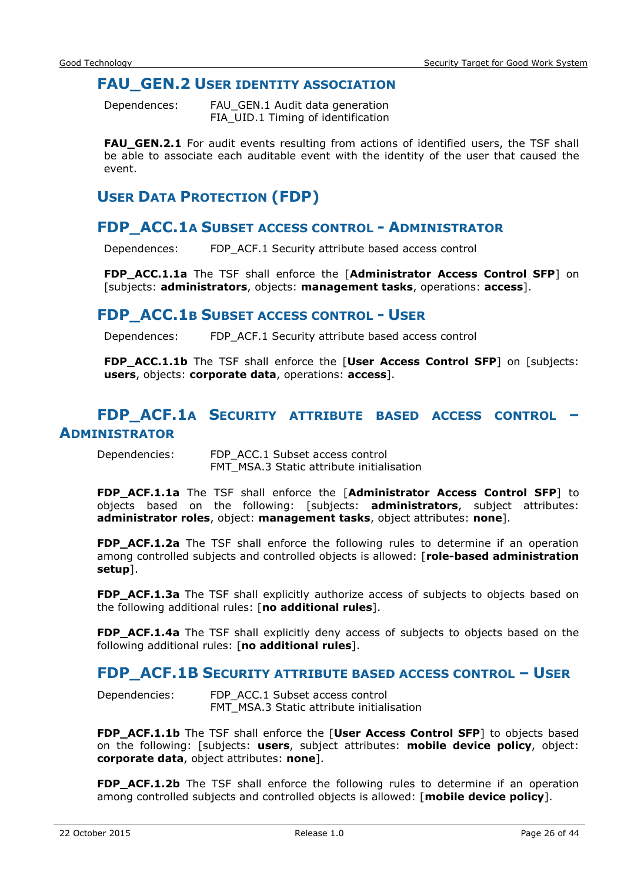### FAU_GEN.2 User identity association

Dependences: FAU_GEN.1 Audit data generation
FIA_UID.1 Timing of identification

**FAU_GEN.2.1** For audit events resulting from actions of identified users, the TSF shall be able to associate each auditable event with the identity of the user that caused the event.

## User Data Protection (FDP)

### FDP_ACC.1a Subset access control - Administrator

Dependences: FDP_ACF.1 Security attribute based access control

**FDP_ACC.1.1a** The TSF shall enforce the [**Administrator Access Control SFP**] on [subjects: **administrators**, objects: **management tasks**, operations: **access**].

### FDP_ACC.1b Subset access control - User

Dependences: FDP_ACF.1 Security attribute based access control

**FDP_ACC.1.1b** The TSF shall enforce the [**User Access Control SFP**] on [subjects: **users**, objects: **corporate data**, operations: **access**].

### FDP_ACF.1a Security attribute based access control – Administrator

Dependencies: FDP_ACC.1 Subset access control
FMT_MSA.3 Static attribute initialisation

**FDP_ACF.1.1a** The TSF shall enforce the [**Administrator Access Control SFP**] to objects based on the following: [subjects: **administrators**, subject attributes: **administrator roles**, object: **management tasks**, object attributes: **none**].

**FDP_ACF.1.2a** The TSF shall enforce the following rules to determine if an operation among controlled subjects and controlled objects is allowed: [**role-based administration setup**].

**FDP_ACF.1.3a** The TSF shall explicitly authorize access of subjects to objects based on the following additional rules: [**no additional rules**].

**FDP_ACF.1.4a** The TSF shall explicitly deny access of subjects to objects based on the following additional rules: [**no additional rules**].

### FDP_ACF.1b Security attribute based access control – User

Dependencies: FDP_ACC.1 Subset access control
FMT_MSA.3 Static attribute initialisation

**FDP_ACF.1.1b** The TSF shall enforce the [**User Access Control SFP**] to objects based on the following: [subjects: **users**, subject attributes: **mobile device policy**, object: **corporate data**, object attributes: **none**].

**FDP_ACF.1.2b** The TSF shall enforce the following rules to determine if an operation among controlled subjects and controlled objects is allowed: [**mobile device policy**].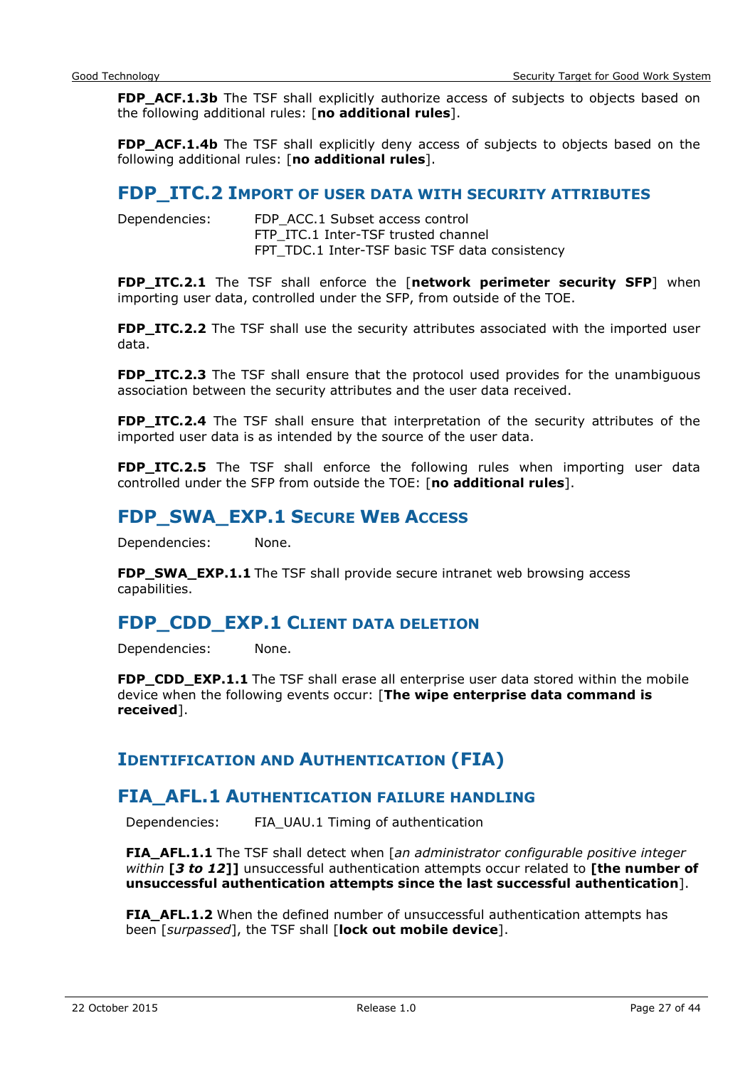**FDP_ACF.1.3b** The TSF shall explicitly authorize access of subjects to objects based on the following additional rules: [**no additional rules**].

**FDP_ACF.1.4b** The TSF shall explicitly deny access of subjects to objects based on the following additional rules: [**no additional rules**].

## FDP_ITC.2 Import of user data with security attributes

Dependencies: FDP_ACC.1 Subset access control
FTP_ITC.1 Inter-TSF trusted channel
FPT_TDC.1 Inter-TSF basic TSF data consistency

**FDP_ITC.2.1** The TSF shall enforce the [**network perimeter security SFP**] when importing user data, controlled under the SFP, from outside of the TOE.

**FDP_ITC.2.2** The TSF shall use the security attributes associated with the imported user data.

**FDP_ITC.2.3** The TSF shall ensure that the protocol used provides for the unambiguous association between the security attributes and the user data received.

**FDP_ITC.2.4** The TSF shall ensure that interpretation of the security attributes of the imported user data is as intended by the source of the user data.

**FDP_ITC.2.5** The TSF shall enforce the following rules when importing user data controlled under the SFP from outside the TOE: [**no additional rules**].

## FDP_SWA_EXP.1 Secure Web Access

Dependencies: None.

**FDP_SWA_EXP.1.1** The TSF shall provide secure intranet web browsing access capabilities.

## FDP_CDD_EXP.1 Client data deletion

Dependencies: None.

**FDP_CDD_EXP.1.1** The TSF shall erase all enterprise user data stored within the mobile device when the following events occur: [**The wipe enterprise data command is received**].

# Identification and Authentication (FIA)

## FIA_AFL.1 Authentication failure handling

Dependencies: FIA_UAU.1 Timing of authentication

**FIA_AFL.1.1** The TSF shall detect when [*an administrator configurable positive integer within* **[*3 to 12*]]** unsuccessful authentication attempts occur related to **[the number of unsuccessful authentication attempts since the last successful authentication**].

**FIA_AFL.1.2** When the defined number of unsuccessful authentication attempts has been [*surpassed*], the TSF shall [**lock out mobile device**].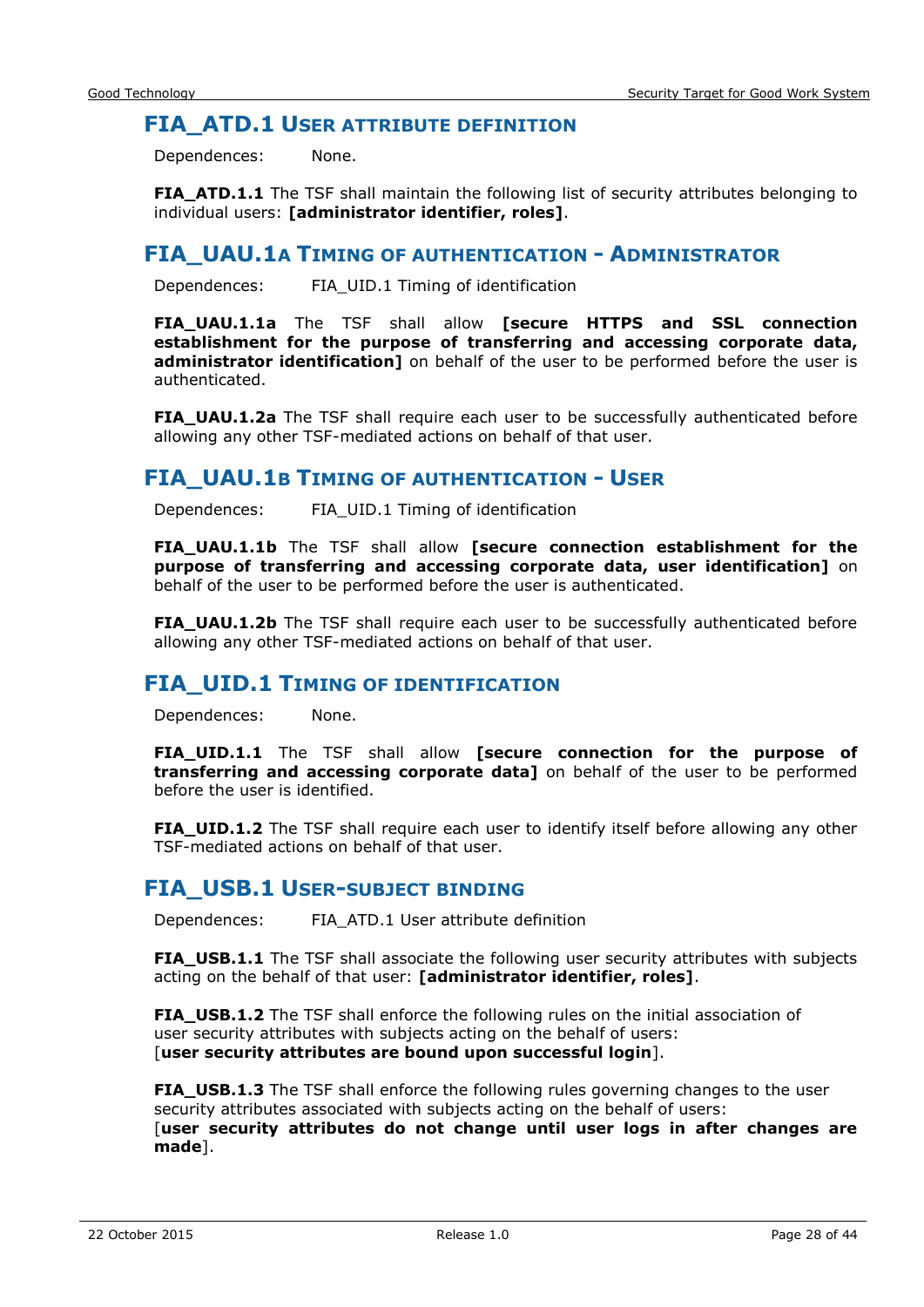### FIA_ATD.1 User attribute definition

Dependences: None.

**FIA_ATD.1.1** The TSF shall maintain the following list of security attributes belonging to individual users: **[administrator identifier, roles]**.

### FIA_UAU.1a Timing of authentication - Administrator

Dependences: FIA_UID.1 Timing of identification

**FIA_UAU.1.1a** The TSF shall allow **[secure HTTPS and SSL connection establishment for the purpose of transferring and accessing corporate data, administrator identification]** on behalf of the user to be performed before the user is authenticated.

**FIA_UAU.1.2a** The TSF shall require each user to be successfully authenticated before allowing any other TSF-mediated actions on behalf of that user.

### FIA_UAU.1b Timing of authentication - User

Dependences: FIA_UID.1 Timing of identification

**FIA_UAU.1.1b** The TSF shall allow **[secure connection establishment for the purpose of transferring and accessing corporate data, user identification]** on behalf of the user to be performed before the user is authenticated.

**FIA_UAU.1.2b** The TSF shall require each user to be successfully authenticated before allowing any other TSF-mediated actions on behalf of that user.

### FIA_UID.1 Timing of identification

Dependences: None.

**FIA_UID.1.1** The TSF shall allow **[secure connection for the purpose of transferring and accessing corporate data]** on behalf of the user to be performed before the user is identified.

**FIA_UID.1.2** The TSF shall require each user to identify itself before allowing any other TSF-mediated actions on behalf of that user.

### FIA_USB.1 User-subject binding

Dependences: FIA_ATD.1 User attribute definition

**FIA_USB.1.1** The TSF shall associate the following user security attributes with subjects acting on the behalf of that user: **[administrator identifier, roles]**.

**FIA_USB.1.2** The TSF shall enforce the following rules on the initial association of user security attributes with subjects acting on the behalf of users: [**user security attributes are bound upon successful login**].

**FIA_USB.1.3** The TSF shall enforce the following rules governing changes to the user security attributes associated with subjects acting on the behalf of users: [**user security attributes do not change until user logs in after changes are made**].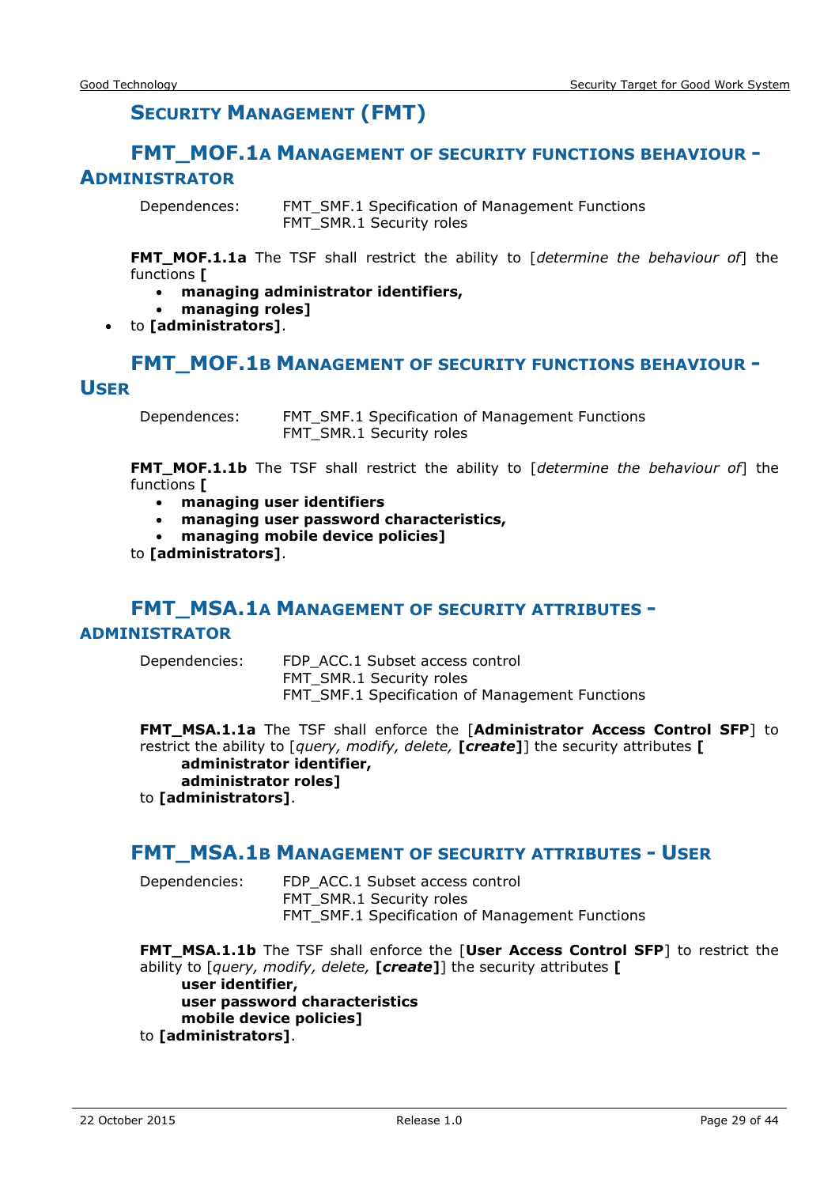## Security Management (FMT)

### FMT_MOF.1a Management of security functions behaviour - Administrator

Dependences: FMT_SMF.1 Specification of Management Functions
FMT_SMR.1 Security roles

**FMT_MOF.1.1a** The TSF shall restrict the ability to [*determine the behaviour of*] the functions **[**

- **managing administrator identifiers,**
- **managing roles]**

- to **[administrators]**.

### FMT_MOF.1b Management of security functions behaviour - User

Dependences: FMT_SMF.1 Specification of Management Functions
FMT_SMR.1 Security roles

**FMT_MOF.1.1b** The TSF shall restrict the ability to [*determine the behaviour of*] the functions **[**

- **managing user identifiers**
- **managing user password characteristics,**
- **managing mobile device policies]**

to **[administrators]**.

### FMT_MSA.1a Management of security attributes - Administrator

Dependencies: FDP_ACC.1 Subset access control
FMT_SMR.1 Security roles
FMT_SMF.1 Specification of Management Functions

**FMT_MSA.1.1a** The TSF shall enforce the [**Administrator Access Control SFP**] to restrict the ability to [*query, modify, delete,* **[*create*]**] the security attributes **[**
**administrator identifier,**
**administrator roles]**
to **[administrators]**.

### FMT_MSA.1b Management of security attributes - User

Dependencies: FDP_ACC.1 Subset access control
FMT_SMR.1 Security roles
FMT_SMF.1 Specification of Management Functions

**FMT_MSA.1.1b** The TSF shall enforce the [**User Access Control SFP**] to restrict the ability to [*query, modify, delete,* **[*create*]**] the security attributes **[**
**user identifier,**
**user password characteristics**
**mobile device policies]**
to **[administrators]**.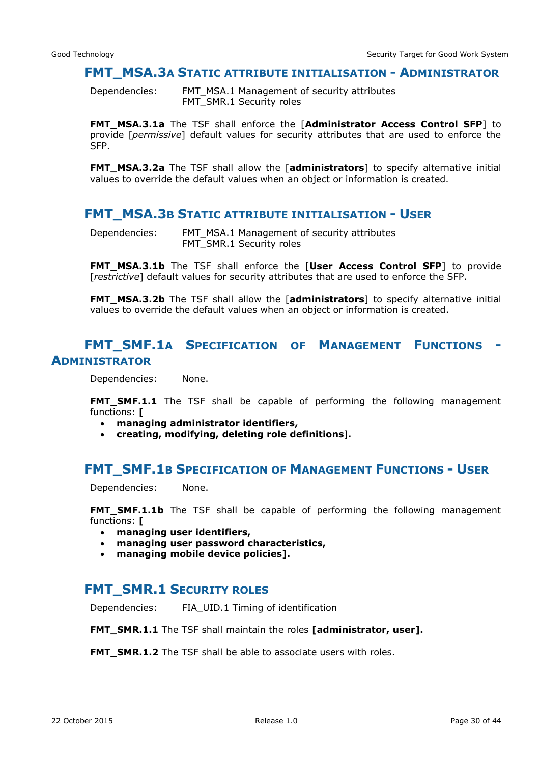### FMT_MSA.3a Static attribute initialisation - Administrator

Dependencies: FMT_MSA.1 Management of security attributes
FMT_SMR.1 Security roles

**FMT_MSA.3.1a** The TSF shall enforce the [**Administrator Access Control SFP**] to provide [*permissive*] default values for security attributes that are used to enforce the SFP.

**FMT_MSA.3.2a** The TSF shall allow the [**administrators**] to specify alternative initial values to override the default values when an object or information is created.

### FMT_MSA.3b Static attribute initialisation - User

Dependencies: FMT_MSA.1 Management of security attributes
FMT_SMR.1 Security roles

**FMT_MSA.3.1b** The TSF shall enforce the [**User Access Control SFP**] to provide [*restrictive*] default values for security attributes that are used to enforce the SFP.

**FMT_MSA.3.2b** The TSF shall allow the [**administrators**] to specify alternative initial values to override the default values when an object or information is created.

### FMT_SMF.1a Specification of Management Functions - Administrator

Dependencies: None.

**FMT_SMF.1.1** The TSF shall be capable of performing the following management functions: **[**

- **managing administrator identifiers,**
- **creating, modifying, deleting role definitions**].

### FMT_SMF.1b Specification of Management Functions - User

Dependencies: None.

**FMT_SMF.1.1b** The TSF shall be capable of performing the following management functions: **[**

- **managing user identifiers,**
- **managing user password characteristics,**
- **managing mobile device policies].**

### FMT_SMR.1 Security roles

Dependencies: FIA_UID.1 Timing of identification

**FMT_SMR.1.1** The TSF shall maintain the roles **[administrator, user].**

**FMT_SMR.1.2** The TSF shall be able to associate users with roles.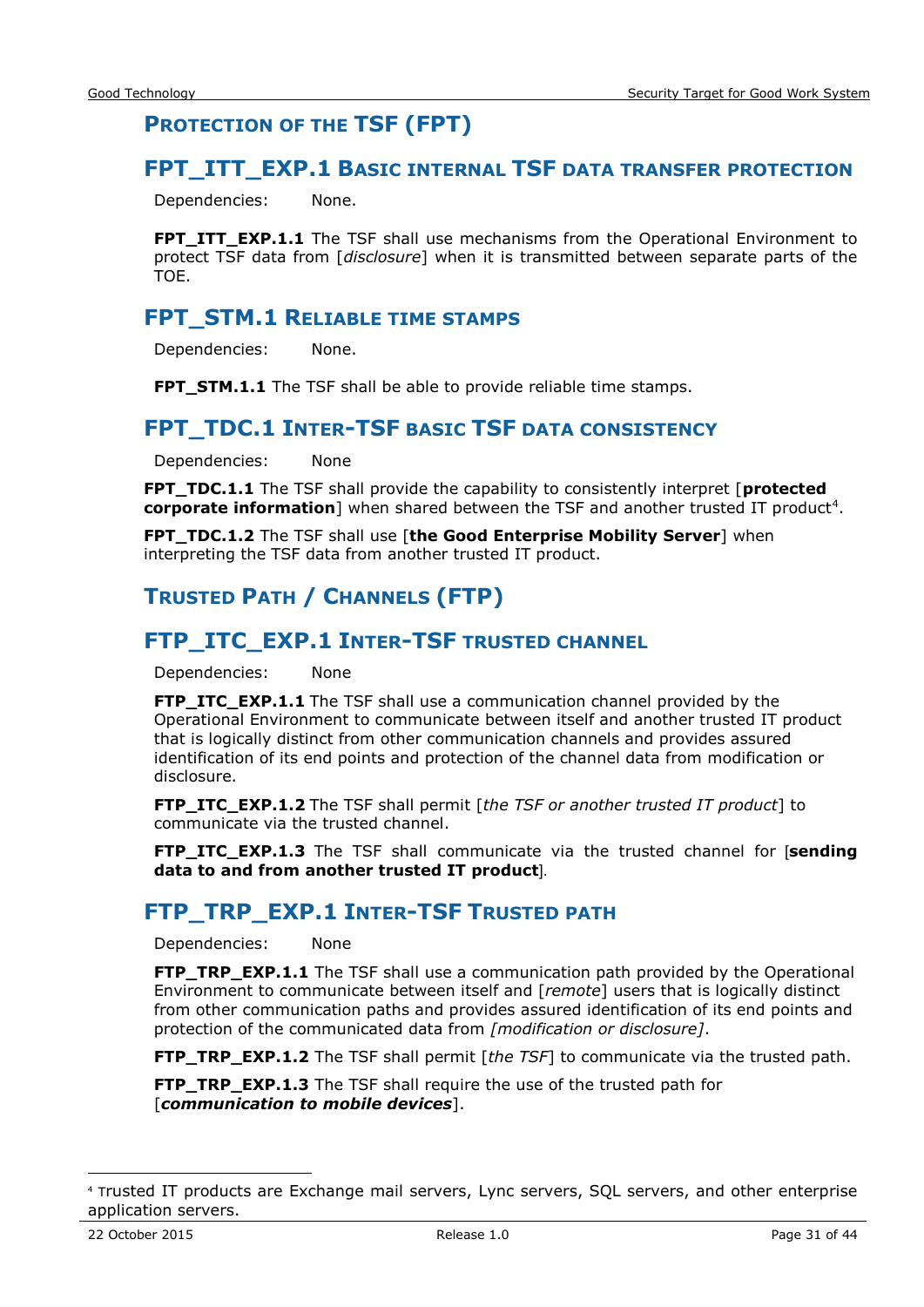## Protection of the TSF (FPT)

### FPT_ITT_EXP.1 Basic internal TSF data transfer protection

Dependencies: None.

**FPT_ITT_EXP.1.1** The TSF shall use mechanisms from the Operational Environment to protect TSF data from [*disclosure*] when it is transmitted between separate parts of the TOE.

### FPT_STM.1 Reliable time stamps

Dependencies: None.

**FPT_STM.1.1** The TSF shall be able to provide reliable time stamps.

### FPT_TDC.1 Inter-TSF basic TSF data consistency

Dependencies: None

**FPT_TDC.1.1** The TSF shall provide the capability to consistently interpret [**protected corporate information**] when shared between the TSF and another trusted IT product[4].

**FPT_TDC.1.2** The TSF shall use [**the Good Enterprise Mobility Server**] when interpreting the TSF data from another trusted IT product.

## Trusted Path / Channels (FTP)

### FTP_ITC_EXP.1 Inter-TSF trusted channel

Dependencies: None

**FTP_ITC_EXP.1.1** The TSF shall use a communication channel provided by the Operational Environment to communicate between itself and another trusted IT product that is logically distinct from other communication channels and provides assured identification of its end points and protection of the channel data from modification or disclosure.

**FTP_ITC_EXP.1.2** The TSF shall permit [*the TSF or another trusted IT product*] to communicate via the trusted channel.

**FTP_ITC_EXP.1.3** The TSF shall communicate via the trusted channel for [**sending data to and from another trusted IT product**].

### FTP_TRP_EXP.1 Inter-TSF Trusted path

Dependencies: None

**FTP_TRP_EXP.1.1** The TSF shall use a communication path provided by the Operational Environment to communicate between itself and [*remote*] users that is logically distinct from other communication paths and provides assured identification of its end points and protection of the communicated data from *[modification or disclosure]*.

**FTP_TRP_EXP.1.2** The TSF shall permit [*the TSF*] to communicate via the trusted path.

**FTP_TRP_EXP.1.3** The TSF shall require the use of the trusted path for [***communication to mobile devices***].

---

[4] Trusted IT products are Exchange mail servers, Lync servers, SQL servers, and other enterprise application servers.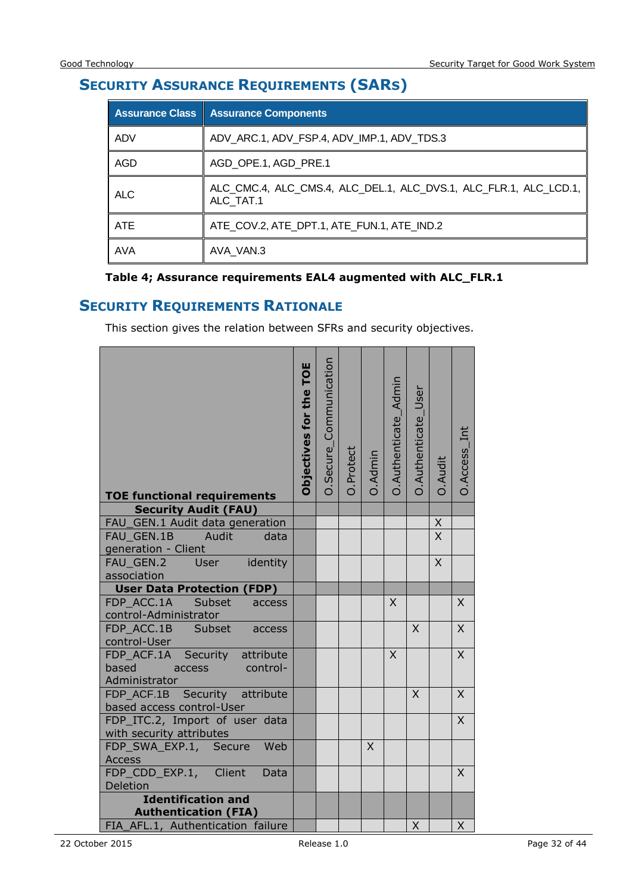## Security Assurance Requirements (SARs)

| Assurance Class | Assurance Components |
|---|---|
| ADV | ADV_ARC.1, ADV_FSP.4, ADV_IMP.1, ADV_TDS.3 |
| AGD | AGD_OPE.1, AGD_PRE.1 |
| ALC | ALC_CMC.4, ALC_CMS.4, ALC_DEL.1, ALC_DVS.1, ALC_FLR.1, ALC_LCD.1, ALC_TAT.1 |
| ATE | ATE_COV.2, ATE_DPT.1, ATE_FUN.1, ATE_IND.2 |
| AVA | AVA_VAN.3 |

**Table 4; Assurance requirements EAL4 augmented with ALC_FLR.1**

## Security Requirements Rationale

This section gives the relation between SFRs and security objectives.

| TOE functional requirements | Objectives for the TOE | O.Secure_Communication | O.Protect | O.Admin | O.Authenticate_Admin | O.Authenticate_User | O.Audit | O.Access_Int |
|---|---|---|---|---|---|---|---|---|
| **Security Audit (FAU)** | | | | | | | | |
| FAU_GEN.1 Audit data generation | | | | | | | X | |
| FAU_GEN.1B Audit data generation - Client | | | | | | | X | |
| FAU_GEN.2 User identity association | | | | | | | X | |
| **User Data Protection (FDP)** | | | | | | | | |
| FDP_ACC.1A Subset access control-Administrator | | | | | X | | | X |
| FDP_ACC.1B Subset access control-User | | | | | | X | | X |
| FDP_ACF.1A Security attribute based access control-Administrator | | | | | X | | | X |
| FDP_ACF.1B Security attribute based access control-User | | | | | | X | | X |
| FDP_ITC.2, Import of user data with security attributes | | | | | | | | X |
| FDP_SWA_EXP.1, Secure Web Access | | | | X | | | | |
| FDP_CDD_EXP.1, Client Data Deletion | | | | | | | | X |
| **Identification and Authentication (FIA)** | | | | | | | | |
| FIA_AFL.1, Authentication failure | | | | | | X | | X |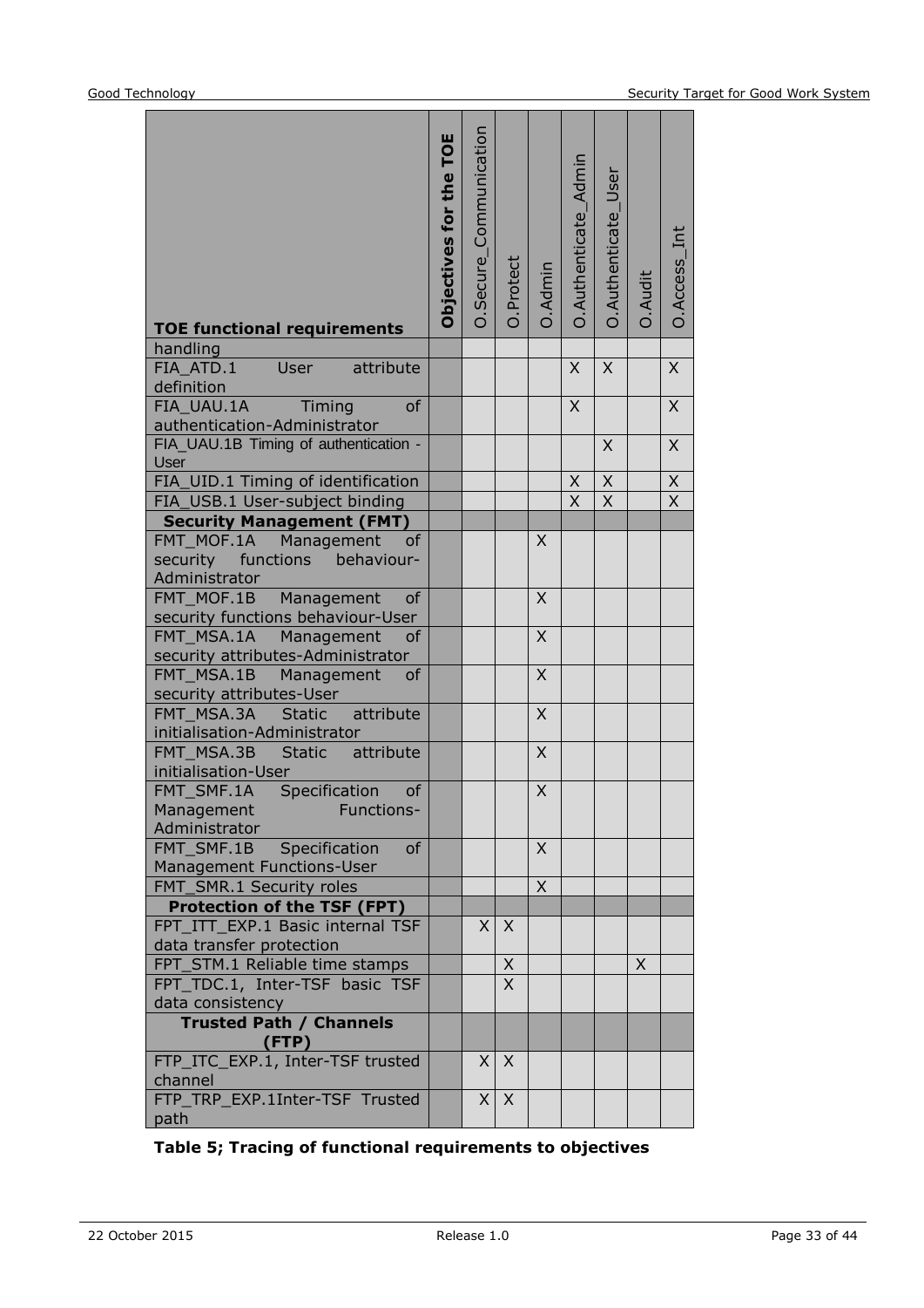| TOE functional requirements | Objectives for the TOE | O.Secure_Communication | O.Protect | O.Admin | O.Authenticate_Admin | O.Authenticate_User | O.Audit | O.Access_Int |
|---|---|---|---|---|---|---|---|---|
| handling | | | | | | | | |
| FIA_ATD.1 User attribute definition | | | | | X | X | | X |
| FIA_UAU.1A Timing of authentication-Administrator | | | | | X | | | X |
| FIA_UAU.1B Timing of authentication - User | | | | | | X | | X |
| FIA_UID.1 Timing of identification | | | | | X | X | | X |
| FIA_USB.1 User-subject binding | | | | | X | X | | X |
| **Security Management (FMT)** | | | | | | | | |
| FMT_MOF.1A Management of security functions behaviour-Administrator | | | | X | | | | |
| FMT_MOF.1B Management of security functions behaviour-User | | | | X | | | | |
| FMT_MSA.1A Management of security attributes-Administrator | | | | X | | | | |
| FMT_MSA.1B Management of security attributes-User | | | | X | | | | |
| FMT_MSA.3A Static attribute initialisation-Administrator | | | | X | | | | |
| FMT_MSA.3B Static attribute initialisation-User | | | | X | | | | |
| FMT_SMF.1A Specification of Management Functions-Administrator | | | | X | | | | |
| FMT_SMF.1B Specification of Management Functions-User | | | | X | | | | |
| FMT_SMR.1 Security roles | | | | X | | | | |
| **Protection of the TSF (FPT)** | | | | | | | | |
| FPT_ITT_EXP.1 Basic internal TSF data transfer protection | | X | X | | | | | |
| FPT_STM.1 Reliable time stamps | | | X | | | | X | |
| FPT_TDC.1, Inter-TSF basic TSF data consistency | | | X | | | | | |
| **Trusted Path / Channels (FTP)** | | | | | | | | |
| FTP_ITC_EXP.1, Inter-TSF trusted channel | | X | X | | | | | |
| FTP_TRP_EXP.1Inter-TSF Trusted path | | X | X | | | | | |

**Table 5; Tracing of functional requirements to objectives**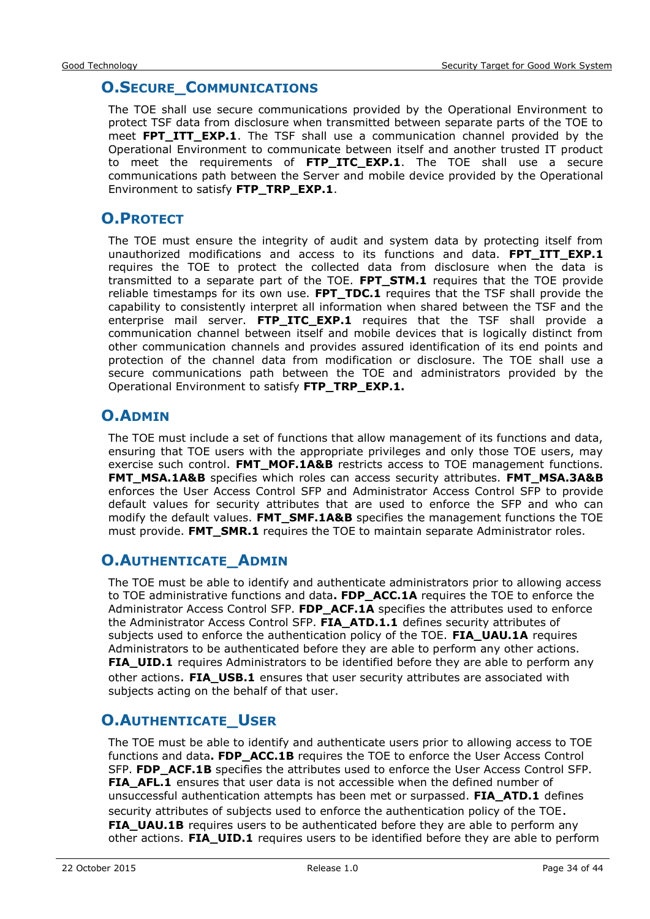### O.SECURE_COMMUNICATIONS

The TOE shall use secure communications provided by the Operational Environment to protect TSF data from disclosure when transmitted between separate parts of the TOE to meet **FPT_ITT_EXP.1**. The TSF shall use a communication channel provided by the Operational Environment to communicate between itself and another trusted IT product to meet the requirements of **FTP_ITC_EXP.1**. The TOE shall use a secure communications path between the Server and mobile device provided by the Operational Environment to satisfy **FTP_TRP_EXP.1**.

### O.PROTECT

The TOE must ensure the integrity of audit and system data by protecting itself from unauthorized modifications and access to its functions and data. **FPT_ITT_EXP.1** requires the TOE to protect the collected data from disclosure when the data is transmitted to a separate part of the TOE. **FPT_STM.1** requires that the TOE provide reliable timestamps for its own use. **FPT_TDC.1** requires that the TSF shall provide the capability to consistently interpret all information when shared between the TSF and the enterprise mail server. **FTP_ITC_EXP.1** requires that the TSF shall provide a communication channel between itself and mobile devices that is logically distinct from other communication channels and provides assured identification of its end points and protection of the channel data from modification or disclosure. The TOE shall use a secure communications path between the TOE and administrators provided by the Operational Environment to satisfy **FTP_TRP_EXP.1.**

### O.ADMIN

The TOE must include a set of functions that allow management of its functions and data, ensuring that TOE users with the appropriate privileges and only those TOE users, may exercise such control. **FMT_MOF.1A&B** restricts access to TOE management functions. **FMT_MSA.1A&B** specifies which roles can access security attributes. **FMT_MSA.3A&B** enforces the User Access Control SFP and Administrator Access Control SFP to provide default values for security attributes that are used to enforce the SFP and who can modify the default values. **FMT_SMF.1A&B** specifies the management functions the TOE must provide. **FMT_SMR.1** requires the TOE to maintain separate Administrator roles.

### O.AUTHENTICATE_ADMIN

The TOE must be able to identify and authenticate administrators prior to allowing access to TOE administrative functions and data**. FDP_ACC.1A** requires the TOE to enforce the Administrator Access Control SFP. **FDP_ACF.1A** specifies the attributes used to enforce the Administrator Access Control SFP. **FIA_ATD.1.1** defines security attributes of subjects used to enforce the authentication policy of the TOE. **FIA_UAU.1A** requires Administrators to be authenticated before they are able to perform any other actions. **FIA_UID.1** requires Administrators to be identified before they are able to perform any other actions. **FIA_USB.1** ensures that user security attributes are associated with subjects acting on the behalf of that user.

### O.AUTHENTICATE_USER

The TOE must be able to identify and authenticate users prior to allowing access to TOE functions and data**. FDP_ACC.1B** requires the TOE to enforce the User Access Control SFP. **FDP_ACF.1B** specifies the attributes used to enforce the User Access Control SFP. **FIA_AFL.1** ensures that user data is not accessible when the defined number of unsuccessful authentication attempts has been met or surpassed. **FIA_ATD.1** defines security attributes of subjects used to enforce the authentication policy of the TOE**.** **FIA_UAU.1B** requires users to be authenticated before they are able to perform any other actions. **FIA_UID.1** requires users to be identified before they are able to perform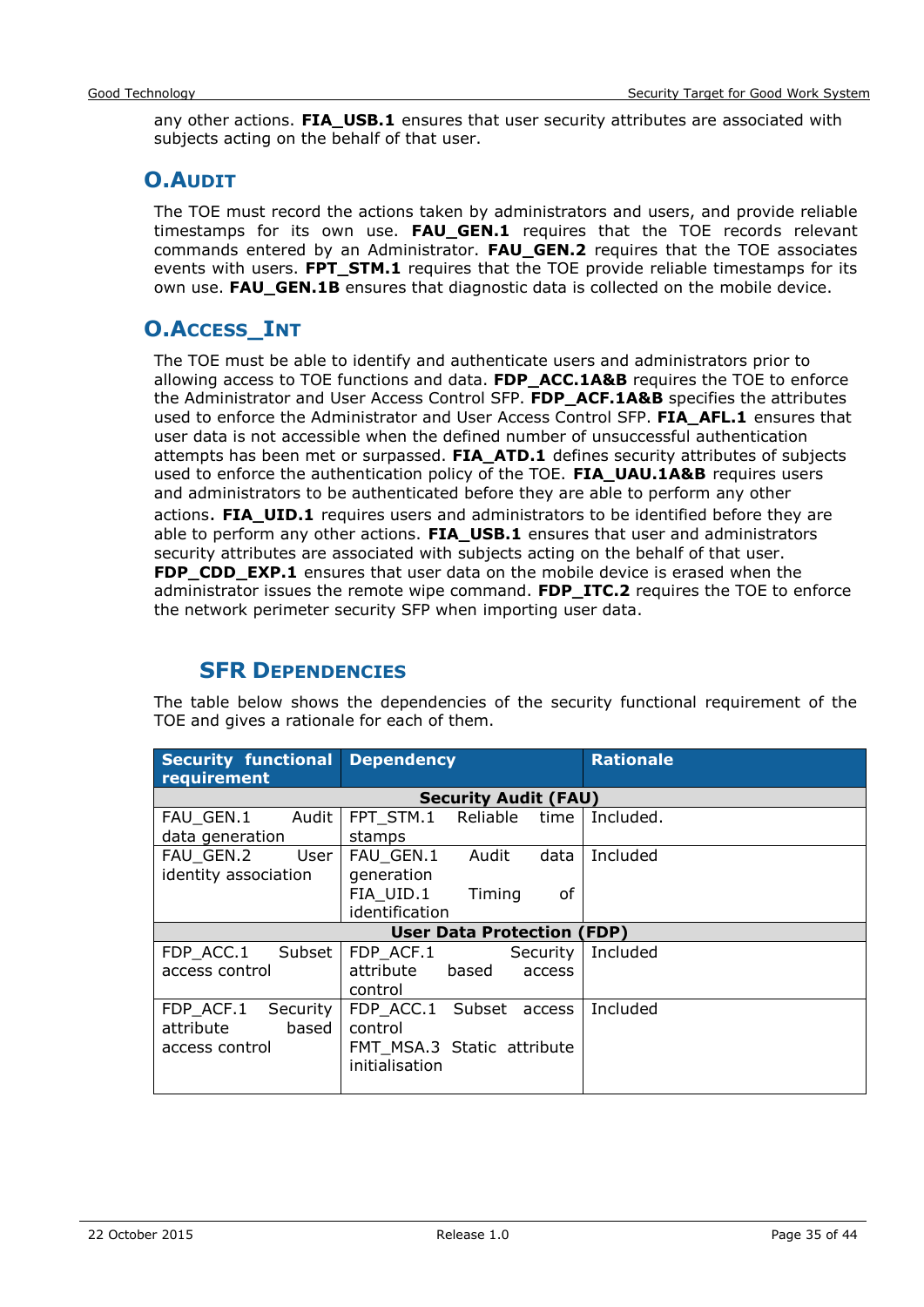any other actions. **FIA_USB.1** ensures that user security attributes are associated with subjects acting on the behalf of that user.

### O.AUDIT

The TOE must record the actions taken by administrators and users, and provide reliable timestamps for its own use. **FAU_GEN.1** requires that the TOE records relevant commands entered by an Administrator. **FAU_GEN.2** requires that the TOE associates events with users. **FPT_STM.1** requires that the TOE provide reliable timestamps for its own use. **FAU_GEN.1B** ensures that diagnostic data is collected on the mobile device.

### O.ACCESS_INT

The TOE must be able to identify and authenticate users and administrators prior to allowing access to TOE functions and data. **FDP_ACC.1A&B** requires the TOE to enforce the Administrator and User Access Control SFP. **FDP_ACF.1A&B** specifies the attributes used to enforce the Administrator and User Access Control SFP. **FIA_AFL.1** ensures that user data is not accessible when the defined number of unsuccessful authentication attempts has been met or surpassed. **FIA_ATD.1** defines security attributes of subjects used to enforce the authentication policy of the TOE. **FIA_UAU.1A&B** requires users and administrators to be authenticated before they are able to perform any other actions. **FIA_UID.1** requires users and administrators to be identified before they are able to perform any other actions. **FIA_USB.1** ensures that user and administrators security attributes are associated with subjects acting on the behalf of that user. **FDP_CDD_EXP.1** ensures that user data on the mobile device is erased when the administrator issues the remote wipe command. **FDP_ITC.2** requires the TOE to enforce the network perimeter security SFP when importing user data.

## SFR DEPENDENCIES

The table below shows the dependencies of the security functional requirement of the TOE and gives a rationale for each of them.

| Security functional requirement | Dependency | Rationale |
|---|---|---|
| **Security Audit (FAU)** | | |
| FAU_GEN.1 Audit data generation | FPT_STM.1 Reliable time stamps | Included. |
| FAU_GEN.2 User identity association | FAU_GEN.1 Audit data generation<br>FIA_UID.1 Timing of identification | Included |
| **User Data Protection (FDP)** | | |
| FDP_ACC.1 Subset access control | FDP_ACF.1 Security attribute based access control | Included |
| FDP_ACF.1 Security attribute based access control | FDP_ACC.1 Subset access control<br>FMT_MSA.3 Static attribute initialisation | Included |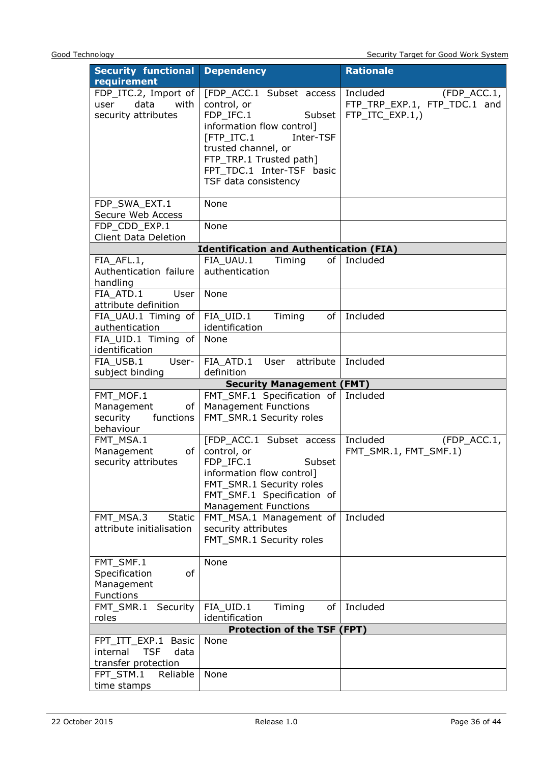| Security functional requirement | Dependency | Rationale |
|---|---|---|
| FDP_ITC.2, Import of user data with security attributes | [FDP_ACC.1 Subset access control, or FDP_IFC.1 Subset information flow control] [FTP_ITC.1 Inter-TSF trusted channel, or FTP_TRP.1 Trusted path] FPT_TDC.1 Inter-TSF basic TSF data consistency | Included (FDP_ACC.1, FTP_TRP_EXP.1, FTP_TDC.1 and FTP_ITC_EXP.1,) |
| FDP_SWA_EXT.1 Secure Web Access | None | |
| FDP_CDD_EXP.1 Client Data Deletion | None | |
| **Identification and Authentication (FIA)** | | |
| FIA_AFL.1, Authentication failure handling | FIA_UAU.1 Timing of authentication | Included |
| FIA_ATD.1 User attribute definition | None | |
| FIA_UAU.1 Timing of authentication | FIA_UID.1 Timing of identification | Included |
| FIA_UID.1 Timing of identification | None | |
| FIA_USB.1 User-subject binding | FIA_ATD.1 User attribute definition | Included |
| **Security Management (FMT)** | | |
| FMT_MOF.1 Management of security functions behaviour | FMT_SMF.1 Specification of Management Functions FMT_SMR.1 Security roles | Included |
| FMT_MSA.1 Management of security attributes | [FDP_ACC.1 Subset access control, or FDP_IFC.1 Subset information flow control] FMT_SMR.1 Security roles FMT_SMF.1 Specification of Management Functions | Included (FDP_ACC.1, FMT_SMR.1, FMT_SMF.1) |
| FMT_MSA.3 Static attribute initialisation | FMT_MSA.1 Management of security attributes FMT_SMR.1 Security roles | Included |
| FMT_SMF.1 Specification of Management Functions | None | |
| FMT_SMR.1 Security roles | FIA_UID.1 Timing of identification | Included |
| **Protection of the TSF (FPT)** | | |
| FPT_ITT_EXP.1 Basic internal TSF data transfer protection | None | |
| FPT_STM.1 Reliable time stamps | None | |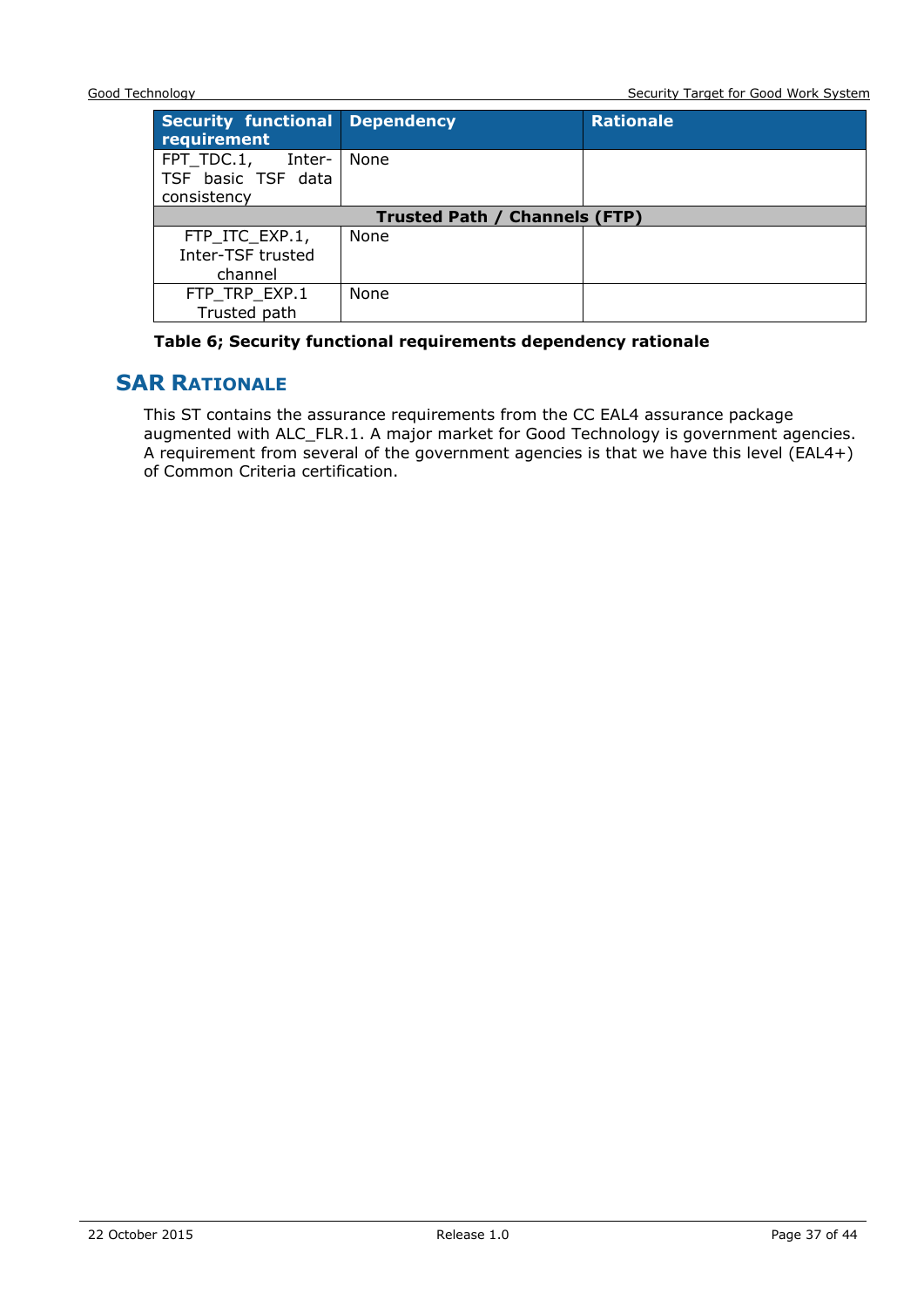| Security functional requirement | Dependency | Rationale |
|---|---|---|
| FPT_TDC.1, Inter-TSF basic TSF data consistency | None | |
| **Trusted Path / Channels (FTP)** | | |
| FTP_ITC_EXP.1, Inter-TSF trusted channel | None | |
| FTP_TRP_EXP.1 Trusted path | None | |

**Table 6; Security functional requirements dependency rationale**

## SAR Rationale

This ST contains the assurance requirements from the CC EAL4 assurance package augmented with ALC_FLR.1. A major market for Good Technology is government agencies. A requirement from several of the government agencies is that we have this level (EAL4+) of Common Criteria certification.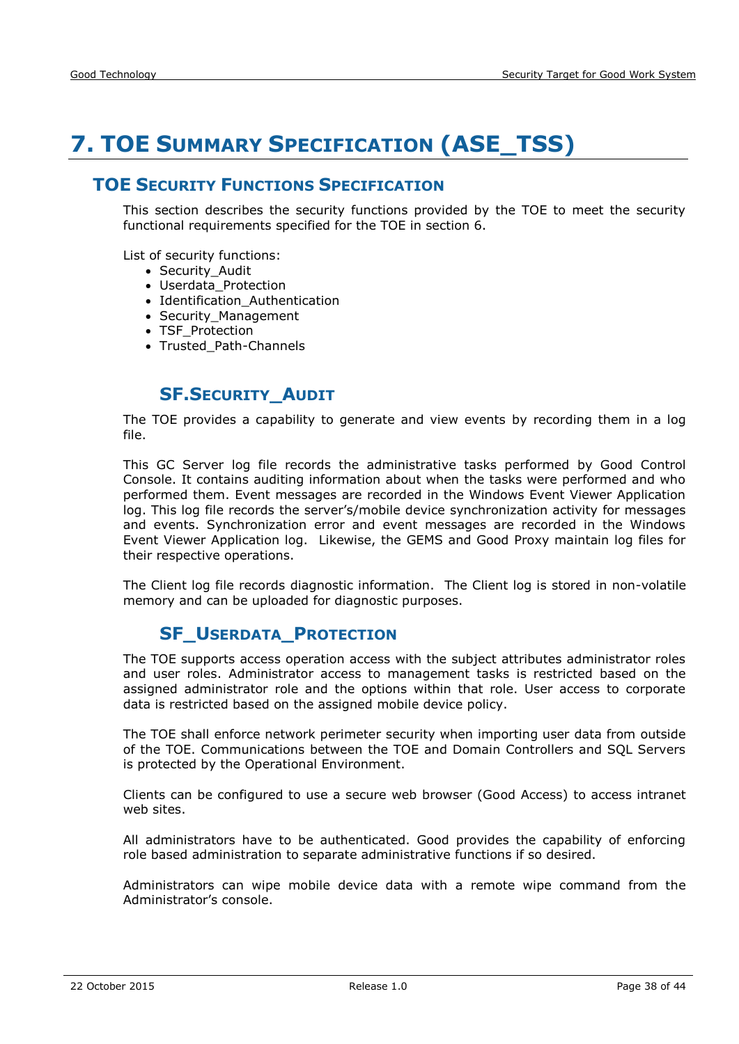# 7. TOE Summary Specification (ASE_TSS)

## TOE Security Functions Specification

This section describes the security functions provided by the TOE to meet the security functional requirements specified for the TOE in section 6.

List of security functions:

- Security_Audit
- Userdata_Protection
- Identification_Authentication
- Security_Management
- TSF_Protection
- Trusted_Path-Channels

### SF.Security_Audit

The TOE provides a capability to generate and view events by recording them in a log file.

This GC Server log file records the administrative tasks performed by Good Control Console. It contains auditing information about when the tasks were performed and who performed them. Event messages are recorded in the Windows Event Viewer Application log. This log file records the server's/mobile device synchronization activity for messages and events. Synchronization error and event messages are recorded in the Windows Event Viewer Application log. Likewise, the GEMS and Good Proxy maintain log files for their respective operations.

The Client log file records diagnostic information. The Client log is stored in non-volatile memory and can be uploaded for diagnostic purposes.

### SF_Userdata_Protection

The TOE supports access operation access with the subject attributes administrator roles and user roles. Administrator access to management tasks is restricted based on the assigned administrator role and the options within that role. User access to corporate data is restricted based on the assigned mobile device policy.

The TOE shall enforce network perimeter security when importing user data from outside of the TOE. Communications between the TOE and Domain Controllers and SQL Servers is protected by the Operational Environment.

Clients can be configured to use a secure web browser (Good Access) to access intranet web sites.

All administrators have to be authenticated. Good provides the capability of enforcing role based administration to separate administrative functions if so desired.

Administrators can wipe mobile device data with a remote wipe command from the Administrator's console.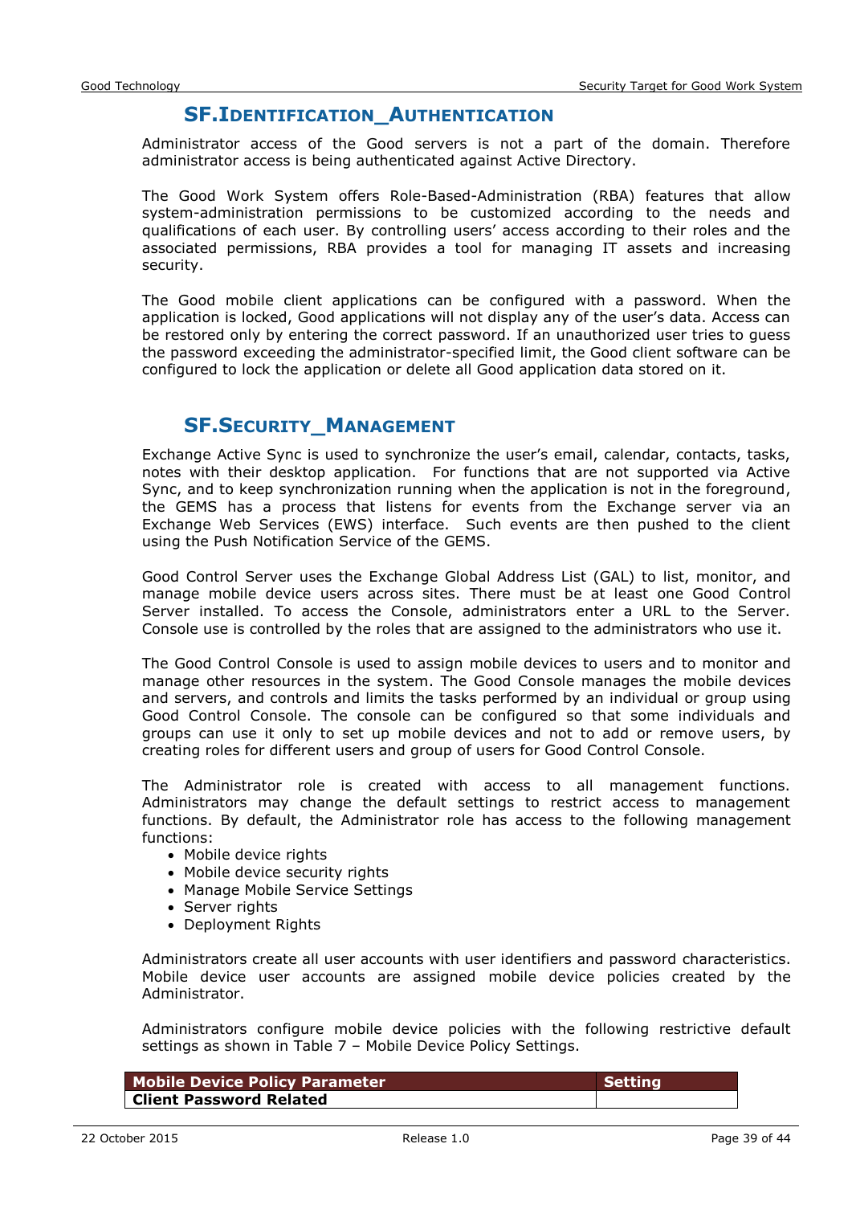## SF.Identification_Authentication

Administrator access of the Good servers is not a part of the domain. Therefore administrator access is being authenticated against Active Directory.

The Good Work System offers Role-Based-Administration (RBA) features that allow system-administration permissions to be customized according to the needs and qualifications of each user. By controlling users' access according to their roles and the associated permissions, RBA provides a tool for managing IT assets and increasing security.

The Good mobile client applications can be configured with a password. When the application is locked, Good applications will not display any of the user's data. Access can be restored only by entering the correct password. If an unauthorized user tries to guess the password exceeding the administrator-specified limit, the Good client software can be configured to lock the application or delete all Good application data stored on it.

## SF.Security_Management

Exchange Active Sync is used to synchronize the user's email, calendar, contacts, tasks, notes with their desktop application. For functions that are not supported via Active Sync, and to keep synchronization running when the application is not in the foreground, the GEMS has a process that listens for events from the Exchange server via an Exchange Web Services (EWS) interface. Such events are then pushed to the client using the Push Notification Service of the GEMS.

Good Control Server uses the Exchange Global Address List (GAL) to list, monitor, and manage mobile device users across sites. There must be at least one Good Control Server installed. To access the Console, administrators enter a URL to the Server. Console use is controlled by the roles that are assigned to the administrators who use it.

The Good Control Console is used to assign mobile devices to users and to monitor and manage other resources in the system. The Good Console manages the mobile devices and servers, and controls and limits the tasks performed by an individual or group using Good Control Console. The console can be configured so that some individuals and groups can use it only to set up mobile devices and not to add or remove users, by creating roles for different users and group of users for Good Control Console.

The Administrator role is created with access to all management functions. Administrators may change the default settings to restrict access to management functions. By default, the Administrator role has access to the following management functions:

- Mobile device rights
- Mobile device security rights
- Manage Mobile Service Settings
- Server rights
- Deployment Rights

Administrators create all user accounts with user identifiers and password characteristics. Mobile device user accounts are assigned mobile device policies created by the Administrator.

Administrators configure mobile device policies with the following restrictive default settings as shown in Table 7 – Mobile Device Policy Settings.

| Mobile Device Policy Parameter | Setting |
|---|---|
| **Client Password Related** | |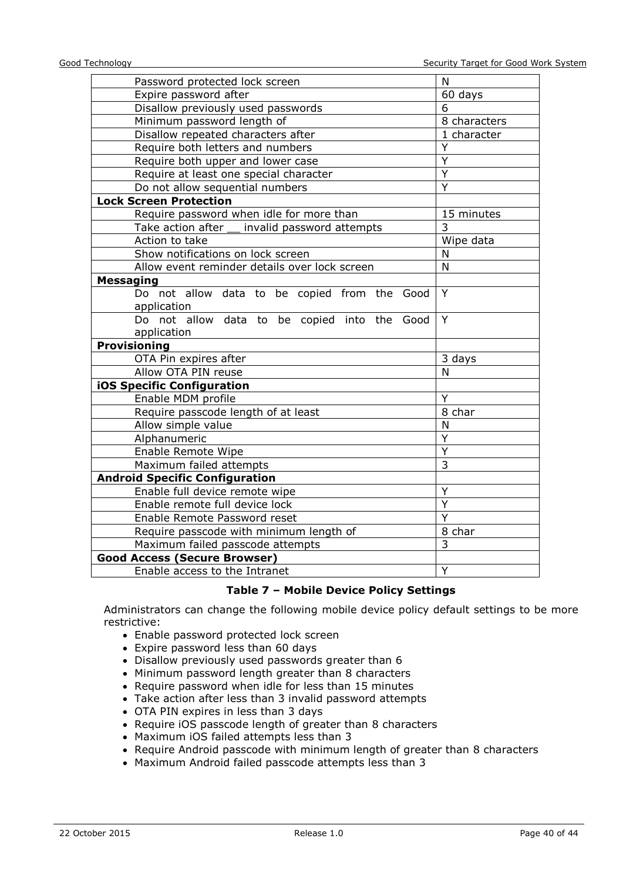| | |
|---|---|
| Password protected lock screen | N |
| Expire password after | 60 days |
| Disallow previously used passwords | 6 |
| Minimum password length of | 8 characters |
| Disallow repeated characters after | 1 character |
| Require both letters and numbers | Y |
| Require both upper and lower case | Y |
| Require at least one special character | Y |
| Do not allow sequential numbers | Y |
| **Lock Screen Protection** | |
| Require password when idle for more than | 15 minutes |
| Take action after __ invalid password attempts | 3 |
| Action to take | Wipe data |
| Show notifications on lock screen | N |
| Allow event reminder details over lock screen | N |
| **Messaging** | |
| Do not allow data to be copied from the Good application | Y |
| Do not allow data to be copied into the Good application | Y |
| **Provisioning** | |
| OTA Pin expires after | 3 days |
| Allow OTA PIN reuse | N |
| **iOS Specific Configuration** | |
| Enable MDM profile | Y |
| Require passcode length of at least | 8 char |
| Allow simple value | N |
| Alphanumeric | Y |
| Enable Remote Wipe | Y |
| Maximum failed attempts | 3 |
| **Android Specific Configuration** | |
| Enable full device remote wipe | Y |
| Enable remote full device lock | Y |
| Enable Remote Password reset | Y |
| Require passcode with minimum length of | 8 char |
| Maximum failed passcode attempts | 3 |
| **Good Access (Secure Browser)** | |
| Enable access to the Intranet | Y |

**Table 7 – Mobile Device Policy Settings**

Administrators can change the following mobile device policy default settings to be more restrictive:

- Enable password protected lock screen
- Expire password less than 60 days
- Disallow previously used passwords greater than 6
- Minimum password length greater than 8 characters
- Require password when idle for less than 15 minutes
- Take action after less than 3 invalid password attempts
- OTA PIN expires in less than 3 days
- Require iOS passcode length of greater than 8 characters
- Maximum iOS failed attempts less than 3
- Require Android passcode with minimum length of greater than 8 characters
- Maximum Android failed passcode attempts less than 3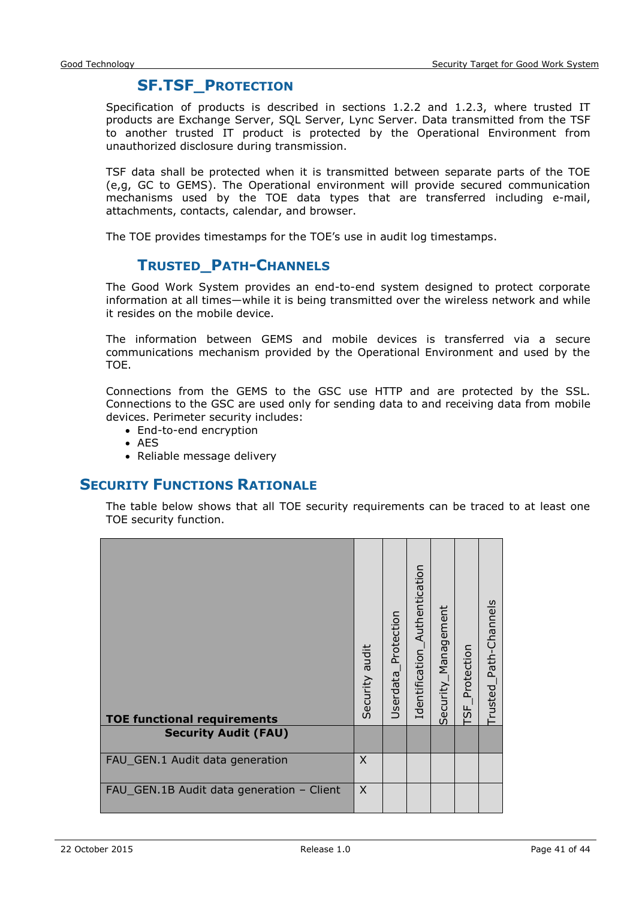### SF.TSF_PROTECTION

Specification of products is described in sections 1.2.2 and 1.2.3, where trusted IT products are Exchange Server, SQL Server, Lync Server. Data transmitted from the TSF to another trusted IT product is protected by the Operational Environment from unauthorized disclosure during transmission.

TSF data shall be protected when it is transmitted between separate parts of the TOE (e,g, GC to GEMS). The Operational environment will provide secured communication mechanisms used by the TOE data types that are transferred including e-mail, attachments, contacts, calendar, and browser.

The TOE provides timestamps for the TOE's use in audit log timestamps.

### TRUSTED_PATH-CHANNELS

The Good Work System provides an end-to-end system designed to protect corporate information at all times—while it is being transmitted over the wireless network and while it resides on the mobile device.

The information between GEMS and mobile devices is transferred via a secure communications mechanism provided by the Operational Environment and used by the TOE.

Connections from the GEMS to the GSC use HTTP and are protected by the SSL. Connections to the GSC are used only for sending data to and receiving data from mobile devices. Perimeter security includes:

- End-to-end encryption
- AES
- Reliable message delivery

## SECURITY FUNCTIONS RATIONALE

The table below shows that all TOE security requirements can be traced to at least one TOE security function.

| TOE functional requirements | Security audit | Userdata_Protection | Identification_Authentication | Security_Management | TSF_Protection | Trusted_Path-Channels |
|---|---|---|---|---|---|---|
| **Security Audit (FAU)** | | | | | | |
| FAU_GEN.1 Audit data generation | X | | | | | |
| FAU_GEN.1B Audit data generation – Client | X | | | | | |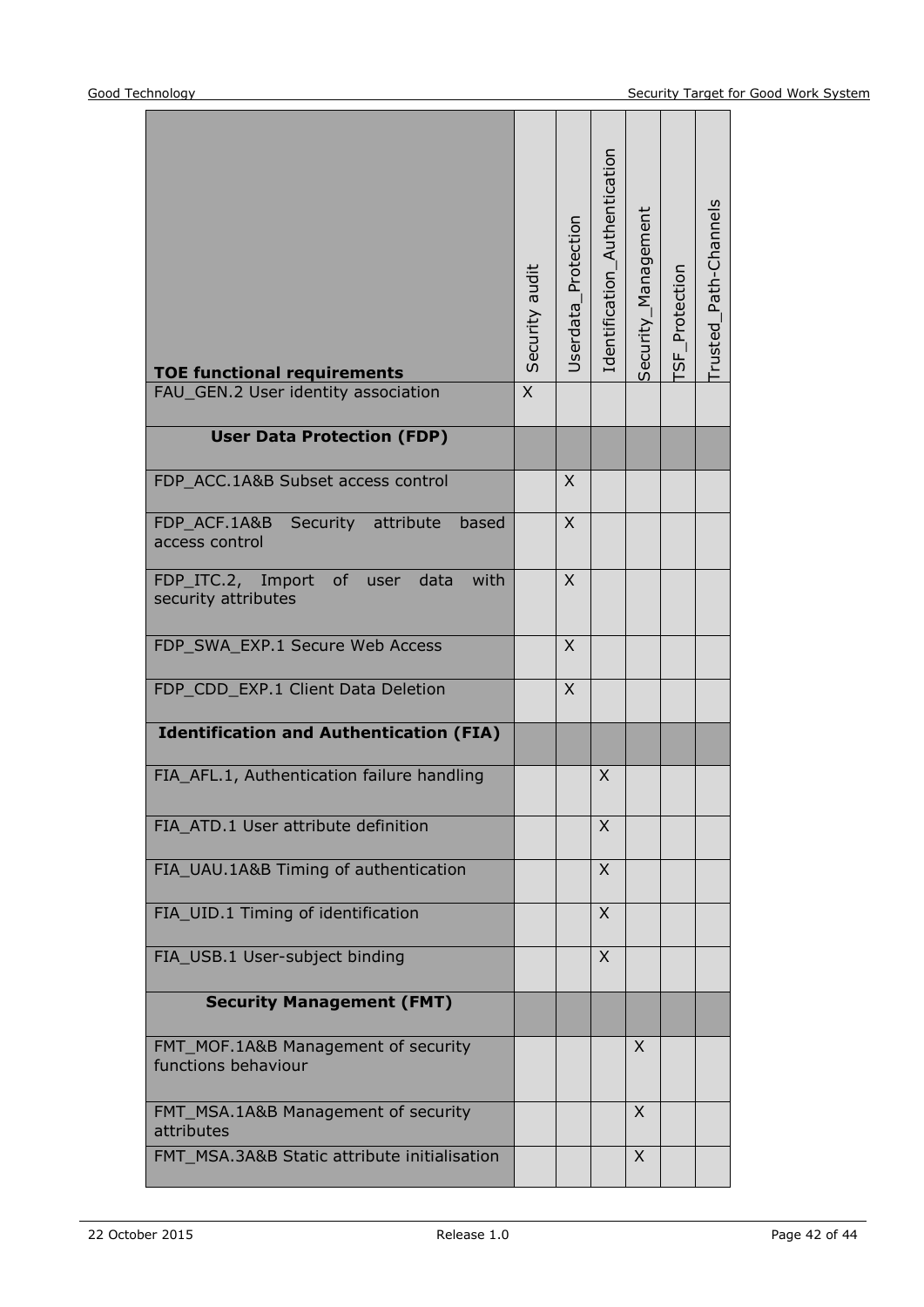| TOE functional requirements | Security audit | Userdata_Protection | Identification_Authentication | Security_Management | TSF_Protection | Trusted_Path-Channels |
|---|---|---|---|---|---|---|
| FAU_GEN.2 User identity association | X | | | | | |
| **User Data Protection (FDP)** | | | | | | |
| FDP_ACC.1A&B Subset access control | | X | | | | |
| FDP_ACF.1A&B Security attribute based access control | | X | | | | |
| FDP_ITC.2, Import of user data with security attributes | | X | | | | |
| FDP_SWA_EXP.1 Secure Web Access | | X | | | | |
| FDP_CDD_EXP.1 Client Data Deletion | | X | | | | |
| **Identification and Authentication (FIA)** | | | | | | |
| FIA_AFL.1, Authentication failure handling | | | X | | | |
| FIA_ATD.1 User attribute definition | | | X | | | |
| FIA_UAU.1A&B Timing of authentication | | | X | | | |
| FIA_UID.1 Timing of identification | | | X | | | |
| FIA_USB.1 User-subject binding | | | X | | | |
| **Security Management (FMT)** | | | | | | |
| FMT_MOF.1A&B Management of security functions behaviour | | | | X | | |
| FMT_MSA.1A&B Management of security attributes | | | | X | | |
| FMT_MSA.3A&B Static attribute initialisation | | | | X | | |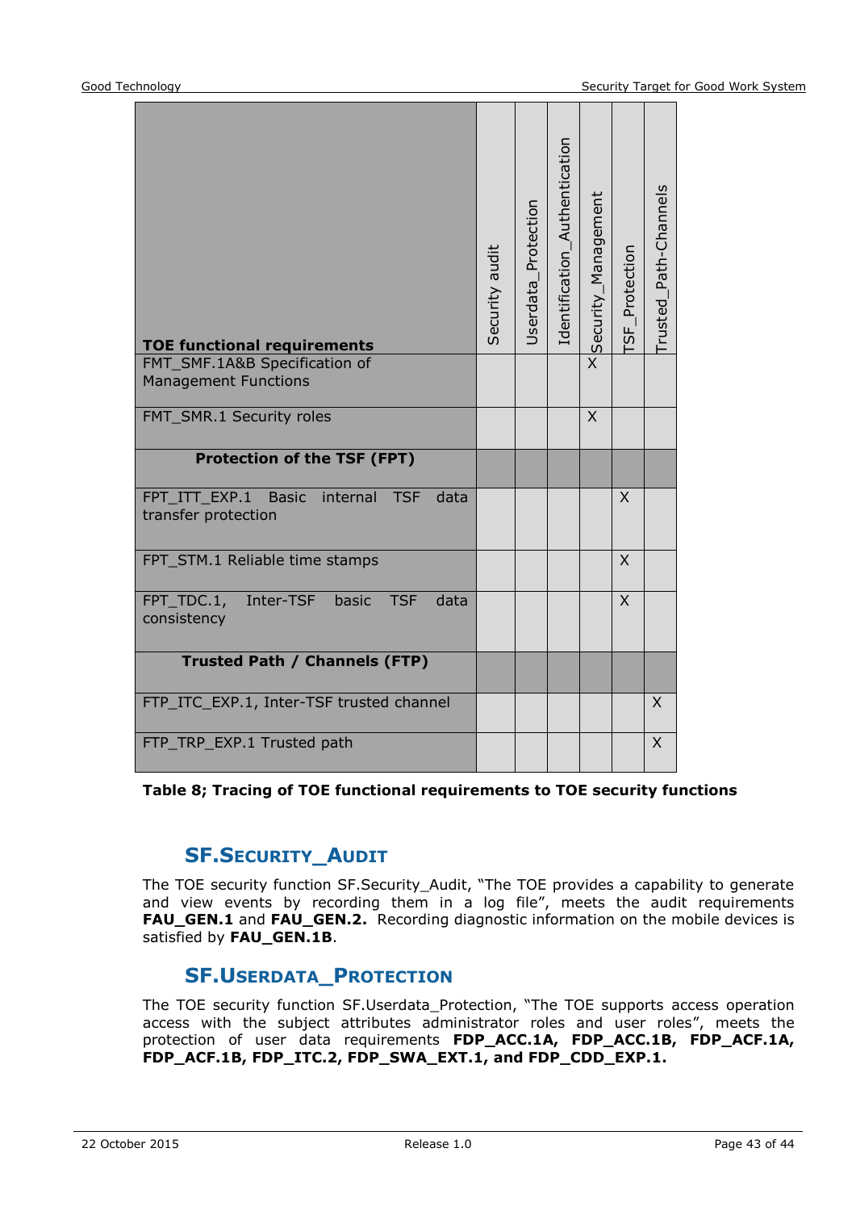| TOE functional requirements | Security audit | Userdata_Protection | Identification_Authentication | Security_Management | TSF_Protection | Trusted_Path-Channels |
|---|---|---|---|---|---|---|
| FMT_SMF.1A&B Specification of Management Functions | | | | X | | |
| FMT_SMR.1 Security roles | | | | X | | |
| **Protection of the TSF (FPT)** | | | | | | |
| FPT_ITT_EXP.1 Basic internal TSF data transfer protection | | | | | X | |
| FPT_STM.1 Reliable time stamps | | | | | X | |
| FPT_TDC.1, Inter-TSF basic TSF data consistency | | | | | X | |
| **Trusted Path / Channels (FTP)** | | | | | | |
| FTP_ITC_EXP.1, Inter-TSF trusted channel | | | | | | X |
| FTP_TRP_EXP.1 Trusted path | | | | | | X |

**Table 8; Tracing of TOE functional requirements to TOE security functions**

## SF.Security_Audit

The TOE security function SF.Security_Audit, “The TOE provides a capability to generate and view events by recording them in a log file”, meets the audit requirements **FAU_GEN.1** and **FAU_GEN.2.** Recording diagnostic information on the mobile devices is satisfied by **FAU_GEN.1B**.

## SF.Userdata_Protection

The TOE security function SF.Userdata_Protection, “The TOE supports access operation access with the subject attributes administrator roles and user roles”, meets the protection of user data requirements **FDP_ACC.1A, FDP_ACC.1B, FDP_ACF.1A, FDP_ACF.1B, FDP_ITC.2, FDP_SWA_EXT.1, and FDP_CDD_EXP.1.**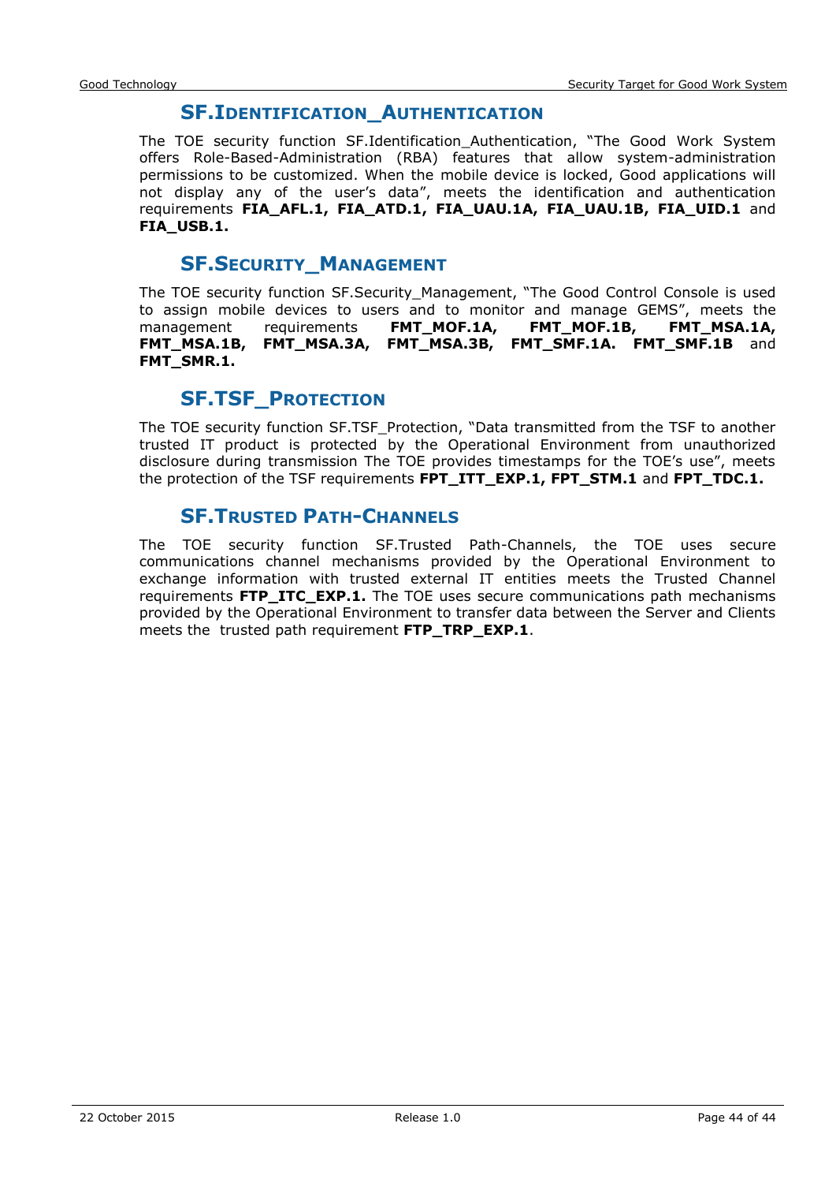## SF.Identification_Authentication

The TOE security function SF.Identification_Authentication, "The Good Work System offers Role-Based-Administration (RBA) features that allow system-administration permissions to be customized. When the mobile device is locked, Good applications will not display any of the user's data", meets the identification and authentication requirements **FIA_AFL.1, FIA_ATD.1, FIA_UAU.1A, FIA_UAU.1B, FIA_UID.1** and **FIA_USB.1.**

## SF.Security_Management

The TOE security function SF.Security_Management, "The Good Control Console is used to assign mobile devices to users and to monitor and manage GEMS", meets the management requirements **FMT_MOF.1A, FMT_MOF.1B, FMT_MSA.1A, FMT_MSA.1B, FMT_MSA.3A, FMT_MSA.3B, FMT_SMF.1A. FMT_SMF.1B** and **FMT_SMR.1.**

## SF.TSF_Protection

The TOE security function SF.TSF_Protection, "Data transmitted from the TSF to another trusted IT product is protected by the Operational Environment from unauthorized disclosure during transmission The TOE provides timestamps for the TOE's use", meets the protection of the TSF requirements **FPT_ITT_EXP.1, FPT_STM.1** and **FPT_TDC.1.**

## SF.Trusted Path-Channels

The TOE security function SF.Trusted Path-Channels, the TOE uses secure communications channel mechanisms provided by the Operational Environment to exchange information with trusted external IT entities meets the Trusted Channel requirements **FTP_ITC_EXP.1.** The TOE uses secure communications path mechanisms provided by the Operational Environment to transfer data between the Server and Clients meets the trusted path requirement **FTP_TRP_EXP.1**.